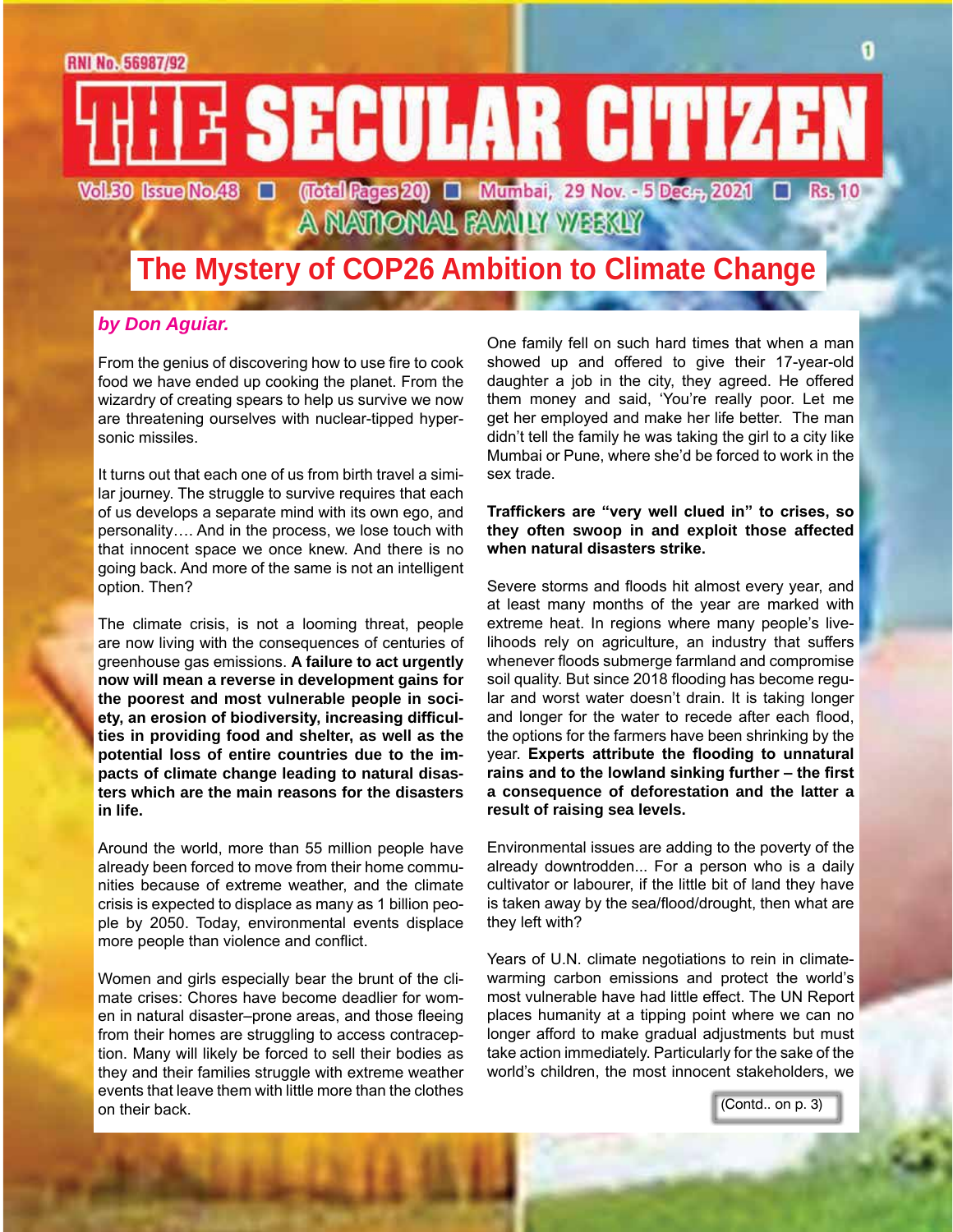# THE SECULAR CITIZEN

RNI No. 56987/92

Vol.30 Issue No.48 ■ (Total Pages 20) ■ Mumbai, 29 Nov. - 5 Dec., 2021 ■ Rs. 10

A NATIONAL FAMILY WEEKLY

## The Mystery of COP26 Ambition to Climate Change

***by Don Aguiar.***

From the genius of discovering how to use fire to cook food we have ended up cooking the planet. From the wizardry of creating spears to help us survive we now are threatening ourselves with nuclear-tipped hypersonic missiles.

It turns out that each one of us from birth travel a similar journey. The struggle to survive requires that each of us develops a separate mind with its own ego, and personality…. And in the process, we lose touch with that innocent space we once knew. And there is no going back. And more of the same is not an intelligent option. Then?

The climate crisis, is not a looming threat, people are now living with the consequences of centuries of greenhouse gas emissions. **A failure to act urgently now will mean a reverse in development gains for the poorest and most vulnerable people in society, an erosion of biodiversity, increasing difficulties in providing food and shelter, as well as the potential loss of entire countries due to the impacts of climate change leading to natural disasters which are the main reasons for the disasters in life.**

Around the world, more than 55 million people have already been forced to move from their home communities because of extreme weather, and the climate crisis is expected to displace as many as 1 billion people by 2050. Today, environmental events displace more people than violence and conflict.

Women and girls especially bear the brunt of the climate crises: Chores have become deadlier for women in natural disaster–prone areas, and those fleeing from their homes are struggling to access contraception. Many will likely be forced to sell their bodies as they and their families struggle with extreme weather events that leave them with little more than the clothes on their back.

One family fell on such hard times that when a man showed up and offered to give their 17-year-old daughter a job in the city, they agreed. He offered them money and said, 'You're really poor. Let me get her employed and make her life better. The man didn't tell the family he was taking the girl to a city like Mumbai or Pune, where she'd be forced to work in the sex trade.

**Traffickers are "very well clued in" to crises, so they often swoop in and exploit those affected when natural disasters strike.**

Severe storms and floods hit almost every year, and at least many months of the year are marked with extreme heat. In regions where many people's livelihoods rely on agriculture, an industry that suffers whenever floods submerge farmland and compromise soil quality. But since 2018 flooding has become regular and worst water doesn't drain. It is taking longer and longer for the water to recede after each flood, the options for the farmers have been shrinking by the year. **Experts attribute the flooding to unnatural rains and to the lowland sinking further – the first a consequence of deforestation and the latter a result of raising sea levels.**

Environmental issues are adding to the poverty of the already downtrodden... For a person who is a daily cultivator or labourer, if the little bit of land they have is taken away by the sea/flood/drought, then what are they left with?

Years of U.N. climate negotiations to rein in climate-warming carbon emissions and protect the world's most vulnerable have had little effect. The UN Report places humanity at a tipping point where we can no longer afford to make gradual adjustments but must take action immediately. Particularly for the sake of the world's children, the most innocent stakeholders, we

(Contd.. on p. 3)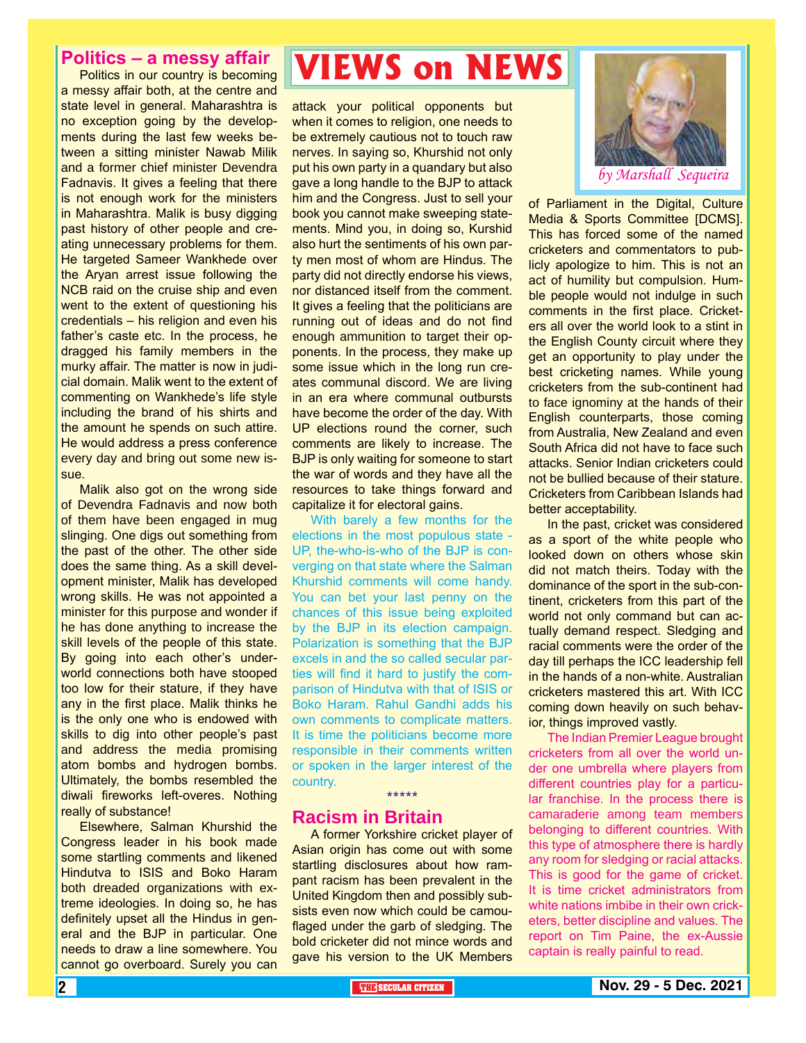# VIEWS on NEWS

*by Marshall Sequeira*

## Politics – a messy affair

Politics in our country is becoming a messy affair both, at the centre and state level in general. Maharashtra is no exception going by the developments during the last few weeks between a sitting minister Nawab Milik and a former chief minister Devendra Fadnavis. It gives a feeling that there is not enough work for the ministers in Maharashtra. Malik is busy digging past history of other people and creating unnecessary problems for them. He targeted Sameer Wankhede over the Aryan arrest issue following the NCB raid on the cruise ship and even went to the extent of questioning his credentials – his religion and even his father's caste etc. In the process, he dragged his family members in the murky affair. The matter is now in judicial domain. Malik went to the extent of commenting on Wankhede's life style including the brand of his shirts and the amount he spends on such attire. He would address a press conference every day and bring out some new issue.

Malik also got on the wrong side of Devendra Fadnavis and now both of them have been engaged in mug slinging. One digs out something from the past of the other. The other side does the same thing. As a skill development minister, Malik has developed wrong skills. He was not appointed a minister for this purpose and wonder if he has done anything to increase the skill levels of the people of this state. By going into each other's underworld connections both have stooped too low for their stature, if they have any in the first place. Malik thinks he is the only one who is endowed with skills to dig into other people's past and address the media promising atom bombs and hydrogen bombs. Ultimately, the bombs resembled the diwali fireworks left-overes. Nothing really of substance!

Elsewhere, Salman Khurshid the Congress leader in his book made some startling comments and likened Hindutva to ISIS and Boko Haram both dreaded organizations with extreme ideologies. In doing so, he has definitely upset all the Hindus in general and the BJP in particular. One needs to draw a line somewhere. You cannot go overboard. Surely you can attack your political opponents but when it comes to religion, one needs to be extremely cautious not to touch raw nerves. In saying so, Khurshid not only put his own party in a quandary but also gave a long handle to the BJP to attack him and the Congress. Just to sell your book you cannot make sweeping statements. Mind you, in doing so, Kurshid also hurt the sentiments of his own party men most of whom are Hindus. The party did not directly endorse his views, nor distanced itself from the comment. It gives a feeling that the politicians are running out of ideas and do not find enough ammunition to target their opponents. In the process, they make up some issue which in the long run creates communal discord. We are living in an era where communal outbursts have become the order of the day. With UP elections round the corner, such comments are likely to increase. The BJP is only waiting for someone to start the war of words and they have all the resources to take things forward and capitalize it for electoral gains.

With barely a few months for the elections in the most populous state - UP, the-who-is-who of the BJP is converging on that state where the Salman Khurshid comments will come handy. You can bet your last penny on the chances of this issue being exploited by the BJP in its election campaign. Polarization is something that the BJP excels in and the so called secular parties will find it hard to justify the comparison of Hindutva with that of ISIS or Boko Haram. Rahul Gandhi adds his own comments to complicate matters. It is time the politicians become more responsible in their comments written or spoken in the larger interest of the country.

\*\*\*\*\*

## Racism in Britain

A former Yorkshire cricket player of Asian origin has come out with some startling disclosures about how rampant racism has been prevalent in the United Kingdom then and possibly subsists even now which could be camouflaged under the garb of sledging. The bold cricketer did not mince words and gave his version to the UK Members of Parliament in the Digital, Culture Media & Sports Committee [DCMS]. This has forced some of the named cricketers and commentators to publicly apologize to him. This is not an act of humility but compulsion. Humble people would not indulge in such comments in the first place. Cricketers all over the world look to a stint in the English County circuit where they get an opportunity to play under the best cricketing names. While young cricketers from the sub-continent had to face ignominy at the hands of their English counterparts, those coming from Australia, New Zealand and even South Africa did not have to face such attacks. Senior Indian cricketers could not be bullied because of their stature. Cricketers from Caribbean Islands had better acceptability.

In the past, cricket was considered as a sport of the white people who looked down on others whose skin did not match theirs. Today with the dominance of the sport in the sub-continent, cricketers from this part of the world not only command but can actually demand respect. Sledging and racial comments were the order of the day till perhaps the ICC leadership fell in the hands of a non-white. Australian cricketers mastered this art. With ICC coming down heavily on such behavior, things improved vastly.

The Indian Premier League brought cricketers from all over the world under one umbrella where players from different countries play for a particular franchise. In the process there is camaraderie among team members belonging to different countries. With this type of atmosphere there is hardly any room for sledging or racial attacks. This is good for the game of cricket. It is time cricket administrators from white nations imbibe in their own cricketers, better discipline and values. The report on Tim Paine, the ex-Aussie captain is really painful to read.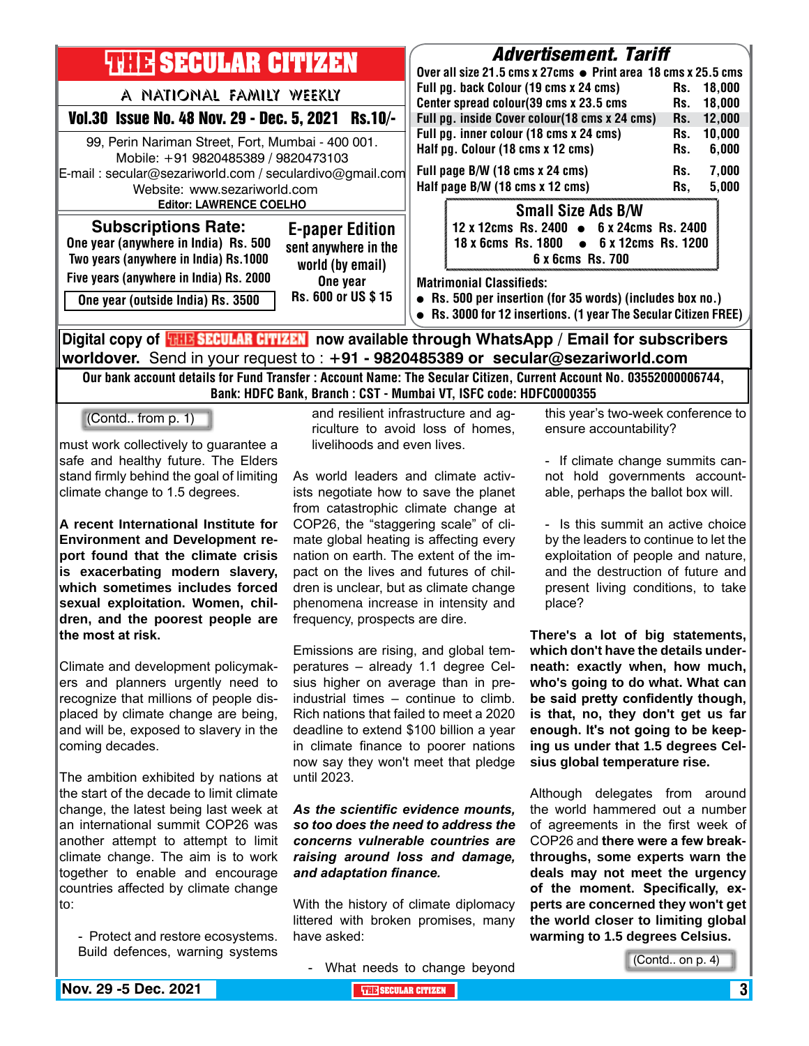# THE SECULAR CITIZEN

A NATIONAL FAMILY WEEKLY

**Vol.30 Issue No. 48 Nov. 29 - Dec. 5, 2021 Rs.10/-**

99, Perin Nariman Street, Fort, Mumbai - 400 001.
Mobile: +91 9820485389 / 9820473103
E-mail : secular@sezariworld.com / seculardivo@gmail.com
Website: www.sezariworld.com
**Editor: LAWRENCE COELHO**

## Subscriptions Rate:

One year (anywhere in India) Rs. 500
Two years (anywhere in India) Rs.1000
Five years (anywhere in India) Rs. 2000
One year (outside India) Rs. 3500

## E-paper Edition

sent anywhere in the world (by email)
One year
Rs. 600 or US $ 15

## Advertisement. Tariff

Over all size 21.5 cms x 27cms • Print area 18 cms x 25.5 cms

| Item | | Rate |
|---|---|---|
| Full pg. back Colour (19 cms x 24 cms) | Rs. | 18,000 |
| Center spread colour(39 cms x 23.5 cms | Rs. | 18,000 |
| Full pg. inside Cover colour(18 cms x 24 cms) | Rs. | 12,000 |
| Full pg. inner colour (18 cms x 24 cms) | Rs. | 10,000 |
| Half pg. Colour (18 cms x 12 cms) | Rs. | 6,000 |
| Full page B/W (18 cms x 24 cms) | Rs. | 7,000 |
| Half page B/W (18 cms x 12 cms) | Rs, | 5,000 |

### Small Size Ads B/W

12 x 12cms Rs. 2400 • 6 x 24cms Rs. 2400
18 x 6cms Rs. 1800 • 6 x 12cms Rs. 1200
6 x 6cms Rs. 700

**Matrimonial Classifieds:**

- Rs. 500 per insertion (for 35 words) (includes box no.)
- Rs. 3000 for 12 insertions. (1 year The Secular Citizen FREE)

**Digital copy of THE SECULAR CITIZEN now available through WhatsApp / Email for subscribers worldover.** Send in your request to : **+91 - 9820485389 or secular@sezariworld.com**

**Our bank account details for Fund Transfer : Account Name: The Secular Citizen, Current Account No. 03552000006744, Bank: HDFC Bank, Branch : CST - Mumbai VT, ISFC code: HDFC0000355**

(Contd.. from p. 1)

must work collectively to guarantee a safe and healthy future. The Elders stand firmly behind the goal of limiting climate change to 1.5 degrees.

**A recent International Institute for Environment and Development report found that the climate crisis is exacerbating modern slavery, which sometimes includes forced sexual exploitation. Women, children, and the poorest people are the most at risk.**

Climate and development policymakers and planners urgently need to recognize that millions of people displaced by climate change are being, and will be, exposed to slavery in the coming decades.

The ambition exhibited by nations at the start of the decade to limit climate change, the latest being last week at an international summit COP26 was another attempt to attempt to limit climate change. The aim is to work together to enable and encourage countries affected by climate change to:

- Protect and restore ecosystems. Build defences, warning systems and resilient infrastructure and agriculture to avoid loss of homes, livelihoods and even lives.

As world leaders and climate activists negotiate how to save the planet from catastrophic climate change at COP26, the "staggering scale" of climate global heating is affecting every nation on earth. The extent of the impact on the lives and futures of children is unclear, but as climate change phenomena increase in intensity and frequency, prospects are dire.

Emissions are rising, and global temperatures – already 1.1 degree Celsius higher on average than in pre-industrial times – continue to climb. Rich nations that failed to meet a 2020 deadline to extend $100 billion a year in climate finance to poorer nations now say they won't meet that pledge until 2023.

***As the scientific evidence mounts, so too does the need to address the concerns vulnerable countries are raising around loss and damage, and adaptation finance.***

With the history of climate diplomacy littered with broken promises, many have asked:

- What needs to change beyond this year's two-week conference to ensure accountability?

- If climate change summits cannot hold governments accountable, perhaps the ballot box will.

- Is this summit an active choice by the leaders to continue to let the exploitation of people and nature, and the destruction of future and present living conditions, to take place?

**There's a lot of big statements, which don't have the details underneath: exactly when, how much, who's going to do what. What can be said pretty confidently though, is that, no, they don't get us far enough. It's not going to be keeping us under that 1.5 degrees Celsius global temperature rise.**

Although delegates from around the world hammered out a number of agreements in the first week of COP26 and **there were a few breakthroughs, some experts warn the deals may not meet the urgency of the moment. Specifically, experts are concerned they won't get the world closer to limiting global warming to 1.5 degrees Celsius.**

(Contd.. on p. 4)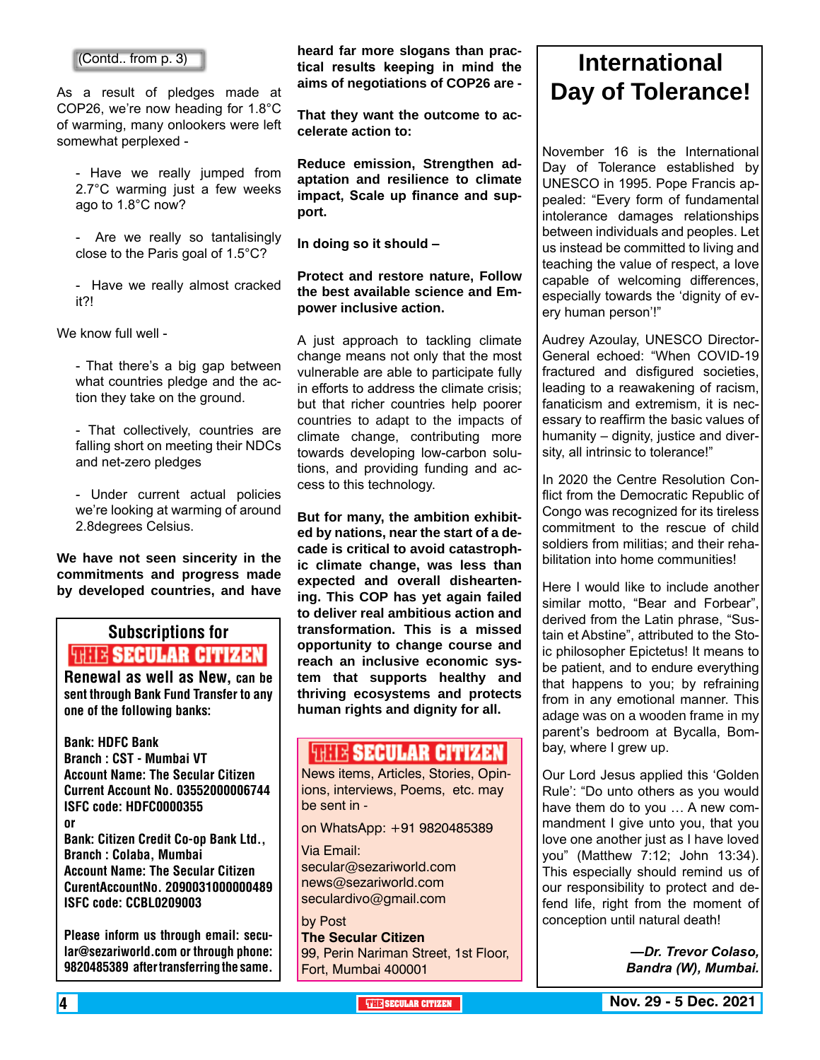(Contd.. from p. 3)

As a result of pledges made at COP26, we're now heading for 1.8°C of warming, many onlookers were left somewhat perplexed -

- Have we really jumped from 2.7°C warming just a few weeks ago to 1.8°C now?

- Are we really so tantalisingly close to the Paris goal of 1.5°C?

- Have we really almost cracked it?!

We know full well -

- That there's a big gap between what countries pledge and the action they take on the ground.

- That collectively, countries are falling short on meeting their NDCs and net-zero pledges

- Under current actual policies we're looking at warming of around 2.8degrees Celsius.

**We have not seen sincerity in the commitments and progress made by developed countries, and have heard far more slogans than practical results keeping in mind the aims of negotiations of COP26 are -**

**That they want the outcome to accelerate action to:**

**Reduce emission, Strengthen adaptation and resilience to climate impact, Scale up finance and support.**

**In doing so it should –**

**Protect and restore nature, Follow the best available science and Empower inclusive action.**

A just approach to tackling climate change means not only that the most vulnerable are able to participate fully in efforts to address the climate crisis; but that richer countries help poorer countries to adapt to the impacts of climate change, contributing more towards developing low-carbon solutions, and providing funding and access to this technology.

**But for many, the ambition exhibited by nations, near the start of a decade is critical to avoid catastrophic climate change, was less than expected and overall disheartening. This COP has yet again failed to deliver real ambitious action and transformation. This is a missed opportunity to change course and reach an inclusive economic system that supports healthy and thriving ecosystems and protects human rights and dignity for all.**

## Subscriptions for THE SECULAR CITIZEN

**Renewal as well as New, can be sent through Bank Fund Transfer to any one of the following banks:**

**Bank: HDFC Bank**
**Branch : CST - Mumbai VT**
**Account Name: The Secular Citizen**
**Current Account No. 03552000006744**
**ISFC code: HDFC0000355**
**or**
**Bank: Citizen Credit Co-op Bank Ltd.,**
**Branch : Colaba, Mumbai**
**Account Name: The Secular Citizen**
**CurentAccountNo. 2090031000000489**
**ISFC code: CCBL0209003**

**Please inform us through email: secular@sezariworld.com or through phone: 9820485389 after transferring the same.**

## THE SECULAR CITIZEN

News items, Articles, Stories, Opinions, interviews, Poems, etc. may be sent in -

on WhatsApp: +91 9820485389

Via Email:
secular@sezariworld.com
news@sezariworld.com
seculardivo@gmail.com

by Post
**The Secular Citizen**
99, Perin Nariman Street, 1st Floor,
Fort, Mumbai 400001

# International Day of Tolerance!

November 16 is the International Day of Tolerance established by UNESCO in 1995. Pope Francis appealed: "Every form of fundamental intolerance damages relationships between individuals and peoples. Let us instead be committed to living and teaching the value of respect, a love capable of welcoming differences, especially towards the 'dignity of every human person'!"

Audrey Azoulay, UNESCO Director-General echoed: "When COVID-19 fractured and disfigured societies, leading to a reawakening of racism, fanaticism and extremism, it is necessary to reaffirm the basic values of humanity – dignity, justice and diversity, all intrinsic to tolerance!"

In 2020 the Centre Resolution Conflict from the Democratic Republic of Congo was recognized for its tireless commitment to the rescue of child soldiers from militias; and their rehabilitation into home communities!

Here I would like to include another similar motto, "Bear and Forbear", derived from the Latin phrase, "Sustain et Abstine", attributed to the Stoic philosopher Epictetus! It means to be patient, and to endure everything that happens to you; by refraining from in any emotional manner. This adage was on a wooden frame in my parent's bedroom at Bycalla, Bombay, where I grew up.

Our Lord Jesus applied this 'Golden Rule': "Do unto others as you would have them do to you … A new commandment I give unto you, that you love one another just as I have loved you" (Matthew 7:12; John 13:34). This especially should remind us of our responsibility to protect and defend life, right from the moment of conception until natural death!

***—Dr. Trevor Colaso, Bandra (W), Mumbai.***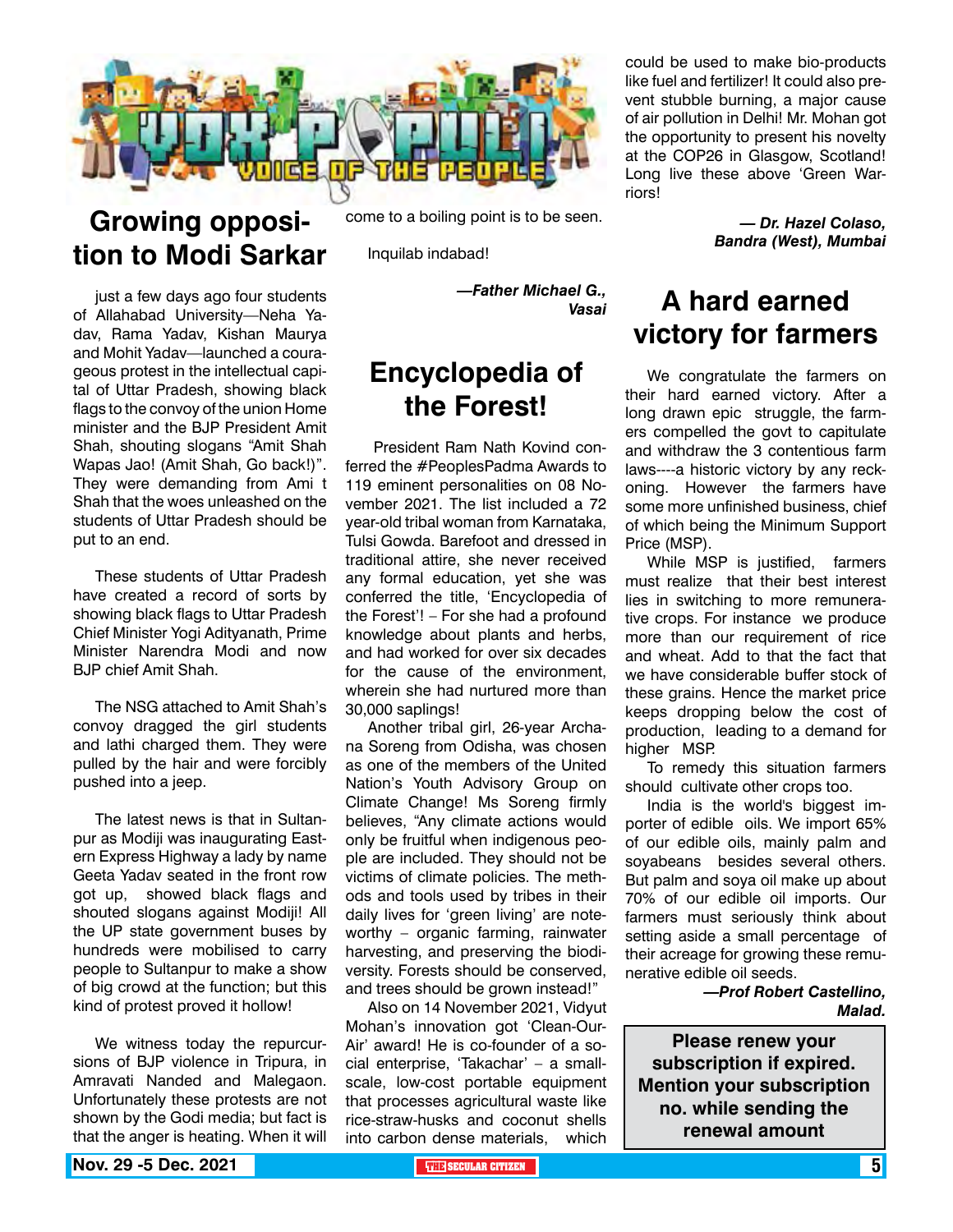# VOX POPULI — VOICE OF THE PEOPLE

## Growing opposition to Modi Sarkar

just a few days ago four students of Allahabad University—Neha Yadav, Rama Yadav, Kishan Maurya and Mohit Yadav—launched a courageous protest in the intellectual capital of Uttar Pradesh, showing black flags to the convoy of the union Home minister and the BJP President Amit Shah, shouting slogans "Amit Shah Wapas Jao! (Amit Shah, Go back!)". They were demanding from Ami t Shah that the woes unleashed on the students of Uttar Pradesh should be put to an end.

These students of Uttar Pradesh have created a record of sorts by showing black flags to Uttar Pradesh Chief Minister Yogi Adityanath, Prime Minister Narendra Modi and now BJP chief Amit Shah.

The NSG attached to Amit Shah's convoy dragged the girl students and lathi charged them. They were pulled by the hair and were forcibly pushed into a jeep.

The latest news is that in Sultanpur as Modiji was inaugurating Eastern Express Highway a lady by name Geeta Yadav seated in the front row got up, showed black flags and shouted slogans against Modiji! All the UP state government buses by hundreds were mobilised to carry people to Sultanpur to make a show of big crowd at the function; but this kind of protest proved it hollow!

We witness today the repercursions of BJP violence in Tripura, in Amravati Nanded and Malegaon. Unfortunately these protests are not shown by the Godi media; but fact is that the anger is heating. When it will come to a boiling point is to be seen.

Inquilab indabad!

***—Father Michael G., Vasai***

## Encyclopedia of the Forest!

President Ram Nath Kovind conferred the #PeoplesPadma Awards to 119 eminent personalities on 08 November 2021. The list included a 72 year-old tribal woman from Karnataka, Tulsi Gowda. Barefoot and dressed in traditional attire, she never received any formal education, yet she was conferred the title, 'Encyclopedia of the Forest'! – For she had a profound knowledge about plants and herbs, and had worked for over six decades for the cause of the environment, wherein she had nurtured more than 30,000 saplings!

Another tribal girl, 26-year Archana Soreng from Odisha, was chosen as one of the members of the United Nation's Youth Advisory Group on Climate Change! Ms Soreng firmly believes, "Any climate actions would only be fruitful when indigenous people are included. They should not be victims of climate policies. The methods and tools used by tribes in their daily lives for 'green living' are noteworthy – organic farming, rainwater harvesting, and preserving the biodiversity. Forests should be conserved, and trees should be grown instead!"

Also on 14 November 2021, Vidyut Mohan's innovation got 'Clean-Our-Air' award! He is co-founder of a social enterprise, 'Takachar' – a small-scale, low-cost portable equipment that processes agricultural waste like rice-straw-husks and coconut shells into carbon dense materials, which could be used to make bio-products like fuel and fertilizer! It could also prevent stubble burning, a major cause of air pollution in Delhi! Mr. Mohan got the opportunity to present his novelty at the COP26 in Glasgow, Scotland! Long live these above 'Green Warriors!

***— Dr. Hazel Colaso, Bandra (West), Mumbai***

## A hard earned victory for farmers

We congratulate the farmers on their hard earned victory. After a long drawn epic struggle, the farmers compelled the govt to capitulate and withdraw the 3 contentious farm laws----a historic victory by any reckoning. However the farmers have some more unfinished business, chief of which being the Minimum Support Price (MSP).

While MSP is justified, farmers must realize that their best interest lies in switching to more remunerative crops. For instance we produce more than our requirement of rice and wheat. Add to that the fact that we have considerable buffer stock of these grains. Hence the market price keeps dropping below the cost of production, leading to a demand for higher MSP.

To remedy this situation farmers should cultivate other crops too.

India is the world's biggest importer of edible oils. We import 65% of our edible oils, mainly palm and soyabeans besides several others. But palm and soya oil make up about 70% of our edible oil imports. Our farmers must seriously think about setting aside a small percentage of their acreage for growing these remunerative edible oil seeds.

***—Prof Robert Castellino, Malad.***

**Please renew your subscription if expired. Mention your subscription no. while sending the renewal amount**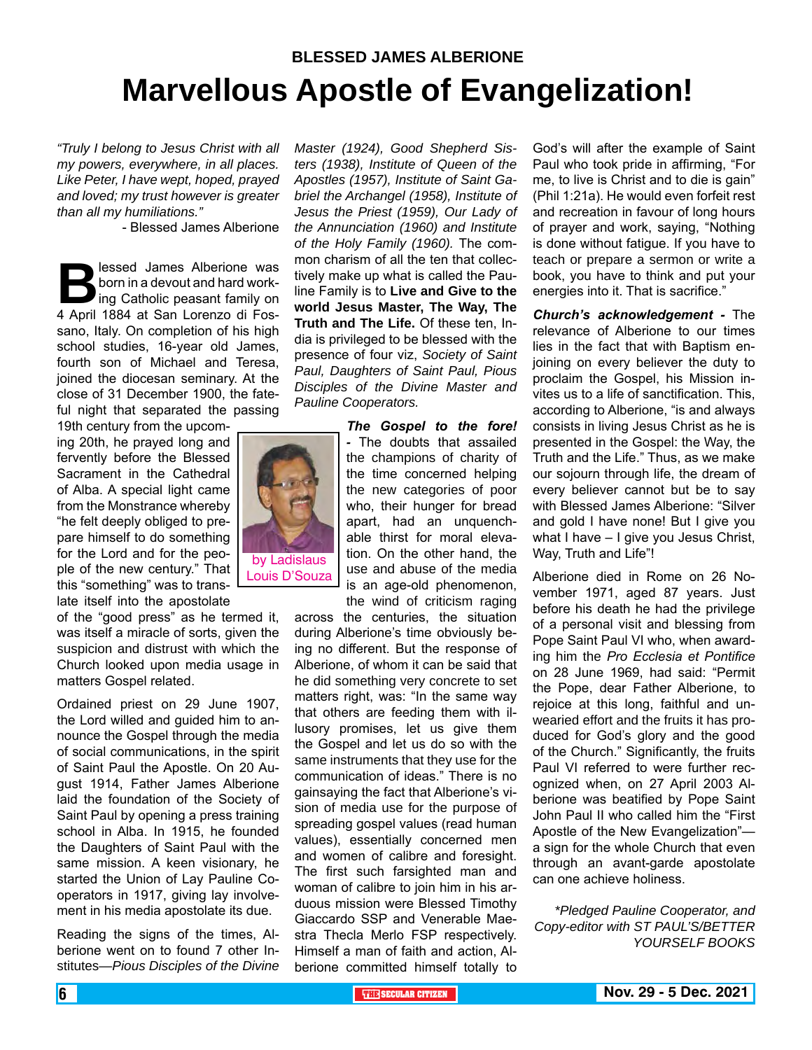**BLESSED JAMES ALBERIONE**

# Marvellous Apostle of Evangelization!

*"Truly I belong to Jesus Christ with all my powers, everywhere, in all places. Like Peter, I have wept, hoped, prayed and loved; my trust however is greater than all my humiliations."*

- Blessed James Alberione

by Ladislaus Louis D'Souza

Blessed James Alberione was born in a devout and hard working Catholic peasant family on 4 April 1884 at San Lorenzo di Fossano, Italy. On completion of his high school studies, 16-year old James, fourth son of Michael and Teresa, joined the diocesan seminary. At the close of 31 December 1900, the fateful night that separated the passing 19th century from the upcoming 20th, he prayed long and fervently before the Blessed Sacrament in the Cathedral of Alba. A special light came from the Monstrance whereby "he felt deeply obliged to prepare himself to do something for the Lord and for the people of the new century." That this "something" was to translate itself into the apostolate of the "good press" as he termed it, was itself a miracle of sorts, given the suspicion and distrust with which the Church looked upon media usage in matters Gospel related.

Ordained priest on 29 June 1907, the Lord willed and guided him to announce the Gospel through the media of social communications, in the spirit of Saint Paul the Apostle. On 20 August 1914, Father James Alberione laid the foundation of the Society of Saint Paul by opening a press training school in Alba. In 1915, he founded the Daughters of Saint Paul with the same mission. A keen visionary, he started the Union of Lay Pauline Cooperators in 1917, giving lay involvement in his media apostolate its due.

Reading the signs of the times, Alberione went on to found 7 other Institutes—*Pious Disciples of the Divine Master (1924), Good Shepherd Sisters (1938), Institute of Queen of the Apostles (1957), Institute of Saint Gabriel the Archangel (1958), Institute of Jesus the Priest (1959), Our Lady of the Annunciation (1960) and Institute of the Holy Family (1960).* The common charism of all the ten that collectively make up what is called the Pauline Family is to **Live and Give to the world Jesus Master, The Way, The Truth and The Life.** Of these ten, India is privileged to be blessed with the presence of four viz, *Society of Saint Paul, Daughters of Saint Paul, Pious Disciples of the Divine Master and Pauline Cooperators.*

***The Gospel to the fore!*** - The doubts that assailed the champions of charity of the time concerned helping the new categories of poor who, their hunger for bread apart, had an unquenchable thirst for moral elevation. On the other hand, the use and abuse of the media is an age-old phenomenon, the wind of criticism raging across the centuries, the situation during Alberione's time obviously being no different. But the response of Alberione, of whom it can be said that he did something very concrete to set matters right, was: "In the same way that others are feeding them with illusory promises, let us give them the Gospel and let us do so with the same instruments that they use for the communication of ideas." There is no gainsaying the fact that Alberione's vision of media use for the purpose of spreading gospel values (read human values), essentially concerned men and women of calibre and foresight. The first such farsighted man and woman of calibre to join him in his arduous mission were Blessed Timothy Giaccardo SSP and Venerable Maestra Thecla Merlo FSP respectively. Himself a man of faith and action, Alberione committed himself totally to God's will after the example of Saint Paul who took pride in affirming, "For me, to live is Christ and to die is gain" (Phil 1:21a). He would even forfeit rest and recreation in favour of long hours of prayer and work, saying, "Nothing is done without fatigue. If you have to teach or prepare a sermon or write a book, you have to think and put your energies into it. That is sacrifice."

***Church's acknowledgement -*** The relevance of Alberione to our times lies in the fact that with Baptism enjoining on every believer the duty to proclaim the Gospel, his Mission invites us to a life of sanctification. This, according to Alberione, "is and always consists in living Jesus Christ as he is presented in the Gospel: the Way, the Truth and the Life." Thus, as we make our sojourn through life, the dream of every believer cannot but be to say with Blessed James Alberione: "Silver and gold I have none! But I give you what I have – I give you Jesus Christ, Way, Truth and Life"!

Alberione died in Rome on 26 November 1971, aged 87 years. Just before his death he had the privilege of a personal visit and blessing from Pope Saint Paul VI who, when awarding him the *Pro Ecclesia et Pontifice* on 28 June 1969, had said: "Permit the Pope, dear Father Alberione, to rejoice at this long, faithful and unwearied effort and the fruits it has produced for God's glory and the good of the Church." Significantly, the fruits Paul VI referred to were further recognized when, on 27 April 2003 Alberione was beatified by Pope Saint John Paul II who called him the "First Apostle of the New Evangelization"—a sign for the whole Church that even through an avant-garde apostolate can one achieve holiness.

*\*Pledged Pauline Cooperator, and Copy-editor with ST PAUL'S/BETTER YOURSELF BOOKS*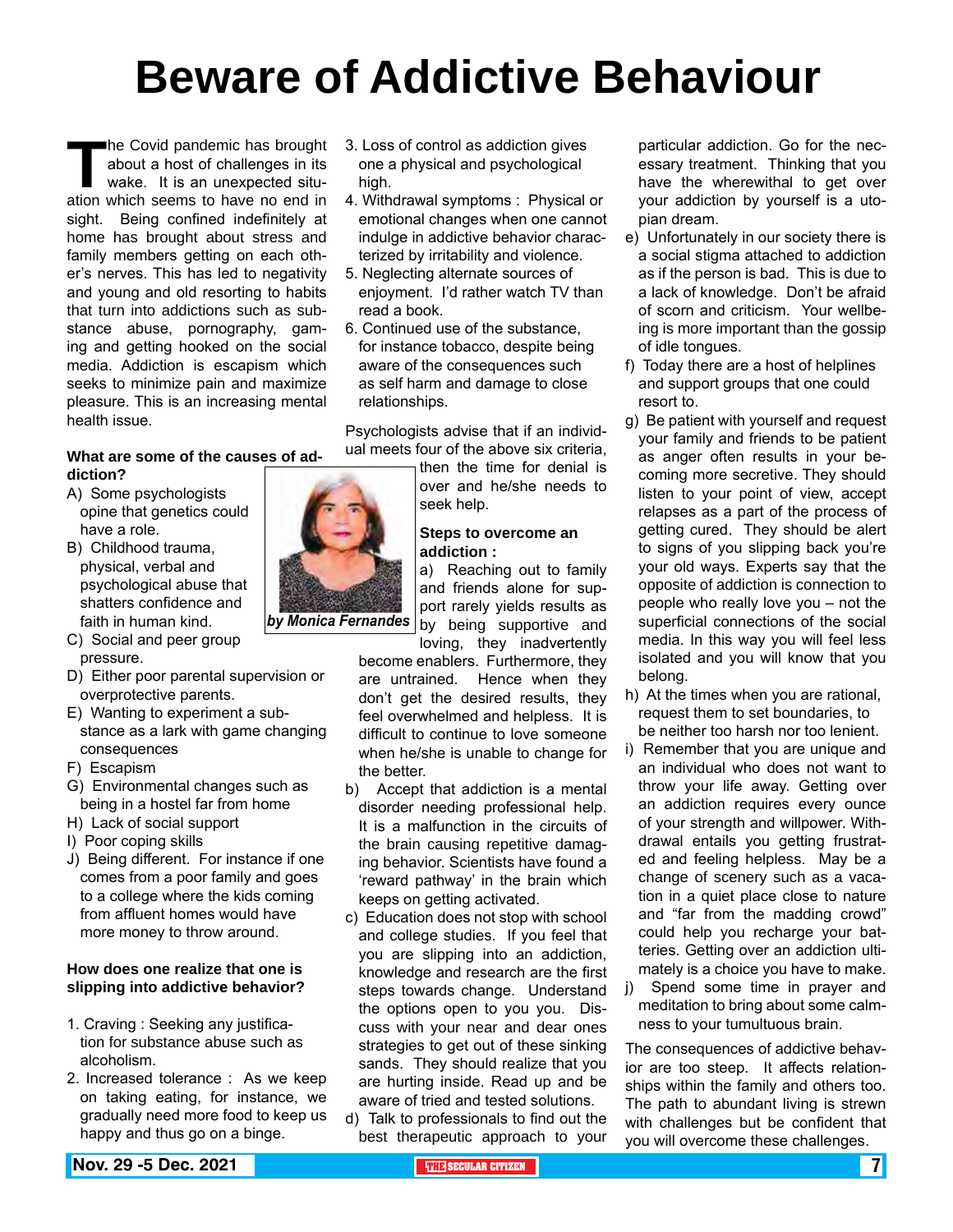# Beware of Addictive Behaviour

The Covid pandemic has brought about a host of challenges in its wake. It is an unexpected situation which seems to have no end in sight. Being confined indefinitely at home has brought about stress and family members getting on each other's nerves. This has led to negativity and young and old resorting to habits that turn into addictions such as substance abuse, pornography, gaming and getting hooked on the social media. Addiction is escapism which seeks to minimize pain and maximize pleasure. This is an increasing mental health issue.

*by Monica Fernandes*

**What are some of the causes of addiction?**

A) Some psychologists opine that genetics could have a role.
B) Childhood trauma, physical, verbal and psychological abuse that shatters confidence and faith in human kind.
C) Social and peer group pressure.
D) Either poor parental supervision or overprotective parents.
E) Wanting to experiment a substance as a lark with game changing consequences
F) Escapism
G) Environmental changes such as being in a hostel far from home
H) Lack of social support
I) Poor coping skills
J) Being different. For instance if one comes from a poor family and goes to a college where the kids coming from affluent homes would have more money to throw around.

**How does one realize that one is slipping into addictive behavior?**

1. Craving : Seeking any justification for substance abuse such as alcoholism.
2. Increased tolerance : As we keep on taking eating, for instance, we gradually need more food to keep us happy and thus go on a binge.
3. Loss of control as addiction gives one a physical and psychological high.
4. Withdrawal symptoms : Physical or emotional changes when one cannot indulge in addictive behavior characterized by irritability and violence.
5. Neglecting alternate sources of enjoyment. I'd rather watch TV than read a book.
6. Continued use of the substance, for instance tobacco, despite being aware of the consequences such as self harm and damage to close relationships.

Psychologists advise that if an individual meets four of the above six criteria, then the time for denial is over and he/she needs to seek help.

**Steps to overcome an addiction :**

a) Reaching out to family and friends alone for support rarely yields results as by being supportive and loving, they inadvertently become enablers. Furthermore, they are untrained. Hence when they don't get the desired results, they feel overwhelmed and helpless. It is difficult to continue to love someone when he/she is unable to change for the better.

b) Accept that addiction is a mental disorder needing professional help. It is a malfunction in the circuits of the brain causing repetitive damaging behavior. Scientists have found a 'reward pathway' in the brain which keeps on getting activated.

c) Education does not stop with school and college studies. If you feel that you are slipping into an addiction, knowledge and research are the first steps towards change. Understand the options open to you you. Discuss with your near and dear ones strategies to get out of these sinking sands. They should realize that you are hurting inside. Read up and be aware of tried and tested solutions.

d) Talk to professionals to find out the best therapeutic approach to your particular addiction. Go for the necessary treatment. Thinking that you have the wherewithal to get over your addiction by yourself is a utopian dream.

e) Unfortunately in our society there is a social stigma attached to addiction as if the person is bad. This is due to a lack of knowledge. Don't be afraid of scorn and criticism. Your wellbeing is more important than the gossip of idle tongues.

f) Today there are a host of helplines and support groups that one could resort to.

g) Be patient with yourself and request your family and friends to be patient as anger often results in your becoming more secretive. They should listen to your point of view, accept relapses as a part of the process of getting cured. They should be alert to signs of you slipping back you're your old ways. Experts say that the opposite of addiction is connection to people who really love you – not the superficial connections of the social media. In this way you will feel less isolated and you will know that you belong.

h) At the times when you are rational, request them to set boundaries, to be neither too harsh nor too lenient.

i) Remember that you are unique and an individual who does not want to throw your life away. Getting over an addiction requires every ounce of your strength and willpower. Withdrawal entails you getting frustrated and feeling helpless. May be a change of scenery such as a vacation in a quiet place close to nature and "far from the madding crowd" could help you recharge your batteries. Getting over an addiction ultimately is a choice you have to make.

j) Spend some time in prayer and meditation to bring about some calmness to your tumultuous brain.

The consequences of addictive behavior are too steep. It affects relationships within the family and others too. The path to abundant living is strewn with challenges but be confident that you will overcome these challenges.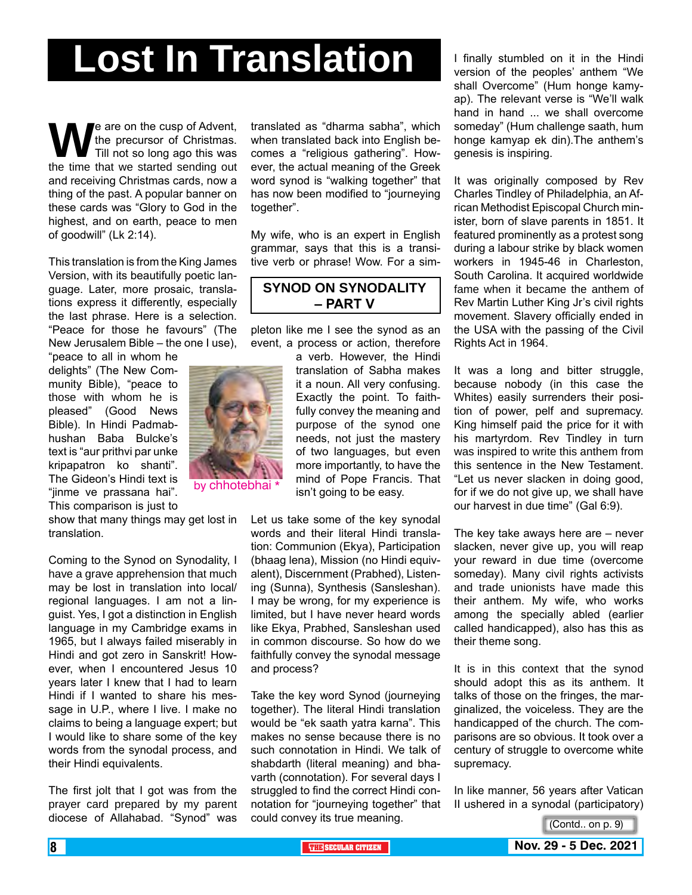# Lost In Translation

## SYNOD ON SYNODALITY – PART V

by chhotebhai *

We are on the cusp of Advent, the precursor of Christmas. Till not so long ago this was the time that we started sending out and receiving Christmas cards, now a thing of the past. A popular banner on these cards was "Glory to God in the highest, and on earth, peace to men of goodwill" (Lk 2:14).

This translation is from the King James Version, with its beautifully poetic language. Later, more prosaic, translations express it differently, especially the last phrase. Here is a selection. "Peace for those he favours" (The New Jerusalem Bible – the one I use), "peace to all in whom he delights" (The New Community Bible), "peace to those with whom he is pleased" (Good News Bible). In Hindi Padmabhushan Baba Bulcke's text is "aur prithvi par unke kripapatron ko shanti". The Gideon's Hindi text is "jinme ve prassana hai". This comparison is just to show that many things may get lost in translation.

Coming to the Synod on Synodality, I have a grave apprehension that much may be lost in translation into local/regional languages. I am not a linguist. Yes, I got a distinction in English language in my Cambridge exams in 1965, but I always failed miserably in Hindi and got zero in Sanskrit! However, when I encountered Jesus 10 years later I knew that I had to learn Hindi if I wanted to share his message in U.P., where I live. I make no claims to being a language expert; but I would like to share some of the key words from the synodal process, and their Hindi equivalents.

The first jolt that I got was from the prayer card prepared by my parent diocese of Allahabad. "Synod" was translated as "dharma sabha", which when translated back into English becomes a "religious gathering". However, the actual meaning of the Greek word synod is "walking together" that has now been modified to "journeying together".

My wife, who is an expert in English grammar, says that this is a transitive verb or phrase! Wow. For a simpleton like me I see the synod as an event, a process or action, therefore a verb. However, the Hindi translation of Sabha makes it a noun. All very confusing. Exactly the point. To faithfully convey the meaning and purpose of the synod one needs, not just the mastery of two languages, but even more importantly, to have the mind of Pope Francis. That isn't going to be easy.

Let us take some of the key synodal words and their literal Hindi translation: Communion (Ekya), Participation (bhaag lena), Mission (no Hindi equivalent), Discernment (Prabhed), Listening (Sunna), Synthesis (Sansleshan). I may be wrong, for my experience is limited, but I have never heard words like Ekya, Prabhed, Sansleshan used in common discourse. So how do we faithfully convey the synodal message and process?

Take the key word Synod (journeying together). The literal Hindi translation would be "ek saath yatra karna". This makes no sense because there is no such connotation in Hindi. We talk of shabdarth (literal meaning) and bhavarth (connotation). For several days I struggled to find the correct Hindi connotation for "journeying together" that could convey its true meaning.

I finally stumbled on it in the Hindi version of the peoples' anthem "We shall Overcome" (Hum honge kamyap). The relevant verse is "We'll walk hand in hand ... we shall overcome someday" (Hum challenge saath, hum honge kamyap ek din).The anthem's genesis is inspiring.

It was originally composed by Rev Charles Tindley of Philadelphia, an African Methodist Episcopal Church minister, born of slave parents in 1851. It featured prominently as a protest song during a labour strike by black women workers in 1945-46 in Charleston, South Carolina. It acquired worldwide fame when it became the anthem of Rev Martin Luther King Jr's civil rights movement. Slavery officially ended in the USA with the passing of the Civil Rights Act in 1964.

It was a long and bitter struggle, because nobody (in this case the Whites) easily surrenders their position of power, pelf and supremacy. King himself paid the price for it with his martyrdom. Rev Tindley in turn was inspired to write this anthem from this sentence in the New Testament. "Let us never slacken in doing good, for if we do not give up, we shall have our harvest in due time" (Gal 6:9).

The key take aways here are – never slacken, never give up, you will reap your reward in due time (overcome someday). Many civil rights activists and trade unionists have made this their anthem. My wife, who works among the specially abled (earlier called handicapped), also has this as their theme song.

It is in this context that the synod should adopt this as its anthem. It talks of those on the fringes, the marginalized, the voiceless. They are the handicapped of the church. The comparisons are so obvious. It took over a century of struggle to overcome white supremacy.

In like manner, 56 years after Vatican II ushered in a synodal (participatory)

(Contd.. on p. 9)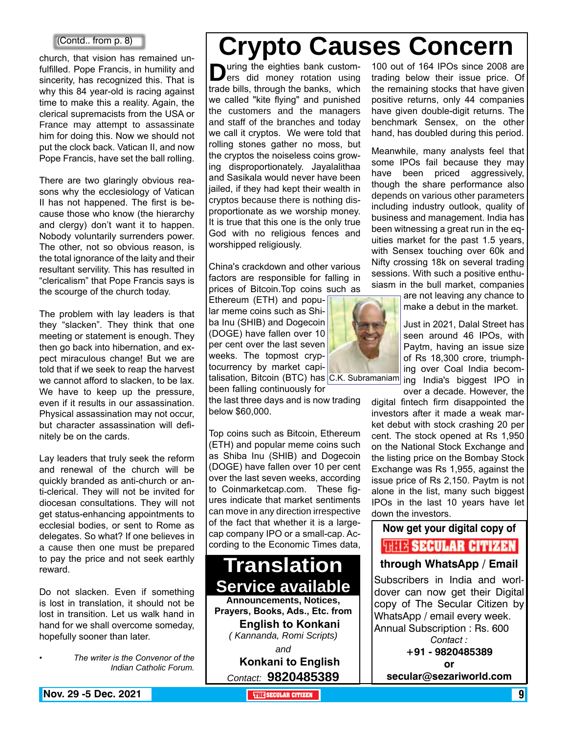(Contd.. from p. 8)

church, that vision has remained unfulfilled. Pope Francis, in humility and sincerity, has recognized this. That is why this 84 year-old is racing against time to make this a reality. Again, the clerical supremacists from the USA or France may attempt to assassinate him for doing this. Now we should not put the clock back. Vatican II, and now Pope Francis, have set the ball rolling.

There are two glaringly obvious reasons why the ecclesiology of Vatican II has not happened. The first is because those who know (the hierarchy and clergy) don't want it to happen. Nobody voluntarily surrenders power. The other, not so obvious reason, is the total ignorance of the laity and their resultant servility. This has resulted in "clericalism" that Pope Francis says is the scourge of the church today.

The problem with lay leaders is that they "slacken". They think that one meeting or statement is enough. They then go back into hibernation, and expect miraculous change! But we are told that if we seek to reap the harvest we cannot afford to slacken, to be lax. We have to keep up the pressure, even if it results in our assassination. Physical assassination may not occur, but character assassination will definitely be on the cards.

Lay leaders that truly seek the reform and renewal of the church will be quickly branded as anti-church or anti-clerical. They will not be invited for diocesan consultations. They will not get status-enhancing appointments to ecclesial bodies, or sent to Rome as delegates. So what? If one believes in a cause then one must be prepared to pay the price and not seek earthly reward.

Do not slacken. Even if something is lost in translation, it should not be lost in transition. Let us walk hand in hand for we shall overcome someday, hopefully sooner than later.

• *The writer is the Convenor of the Indian Catholic Forum.*

# Crypto Causes Concern

During the eighties bank customers did money rotation using trade bills, through the banks, which we called "kite flying" and punished the customers and the managers and staff of the branches and today we call it cryptos. We were told that rolling stones gather no moss, but the cryptos the noiseless coins growing disproportionately. Jayalalithaa and Sasikala would never have been jailed, if they had kept their wealth in cryptos because there is nothing disproportionate as we worship money. It is true that this one is the only true God with no religious fences and worshipped religiously.

China's crackdown and other various factors are responsible for falling in prices of Bitcoin.Top coins such as Ethereum (ETH) and popular meme coins such as Shiba Inu (SHIB) and Dogecoin (DOGE) have fallen over 10 per cent over the last seven weeks. The topmost cryptocurrency by market capitalisation, Bitcoin (BTC) has been falling continuously for the last three days and is now trading below $60,000.

C.K. Subramaniam

Top coins such as Bitcoin, Ethereum (ETH) and popular meme coins such as Shiba Inu (SHIB) and Dogecoin (DOGE) have fallen over 10 per cent over the last seven weeks, according to Coinmarketcap.com. These figures indicate that market sentiments can move in any direction irrespective of the fact that whether it is a large-cap company IPO or a small-cap. According to the Economic Times data, 100 out of 164 IPOs since 2008 are trading below their issue price. Of the remaining stocks that have given positive returns, only 44 companies have given double-digit returns. The benchmark Sensex, on the other hand, has doubled during this period.

Meanwhile, many analysts feel that some IPOs fail because they may have been priced aggressively, though the share performance also depends on various other parameters including industry outlook, quality of business and management. India has been witnessing a great run in the equities market for the past 1.5 years, with Sensex touching over 60k and Nifty crossing 18k on several trading sessions. With such a positive enthusiasm in the bull market, companies are not leaving any chance to make a debut in the market.

Just in 2021, Dalal Street has seen around 46 IPOs, with Paytm, having an issue size of Rs 18,300 crore, triumphing over Coal India becoming India's biggest IPO in over a decade. However, the digital fintech firm disappointed the investors after it made a weak market debut with stock crashing 20 per cent. The stock opened at Rs 1,950 on the National Stock Exchange and the listing price on the Bombay Stock Exchange was Rs 1,955, against the issue price of Rs 2,150. Paytm is not alone in the list, many such biggest IPOs in the last 10 years have let down the investors.

## Translation Service available

**Announcements, Notices, Prayers, Books, Ads., Etc. from**

**English to Konkani**

*( Kannanda, Romi Scripts)*

*and*

**Konkani to English**

*Contact:* **9820485389**

**Now get your digital copy of**

**THE SECULAR CITIZEN**

**through WhatsApp / Email**

Subscribers in India and worldover can now get their Digital copy of The Secular Citizen by WhatsApp / email every week.
Annual Subscription : Rs. 600

*Contact :*

**+91 - 9820485389**

**or**

**secular@sezariworld.com**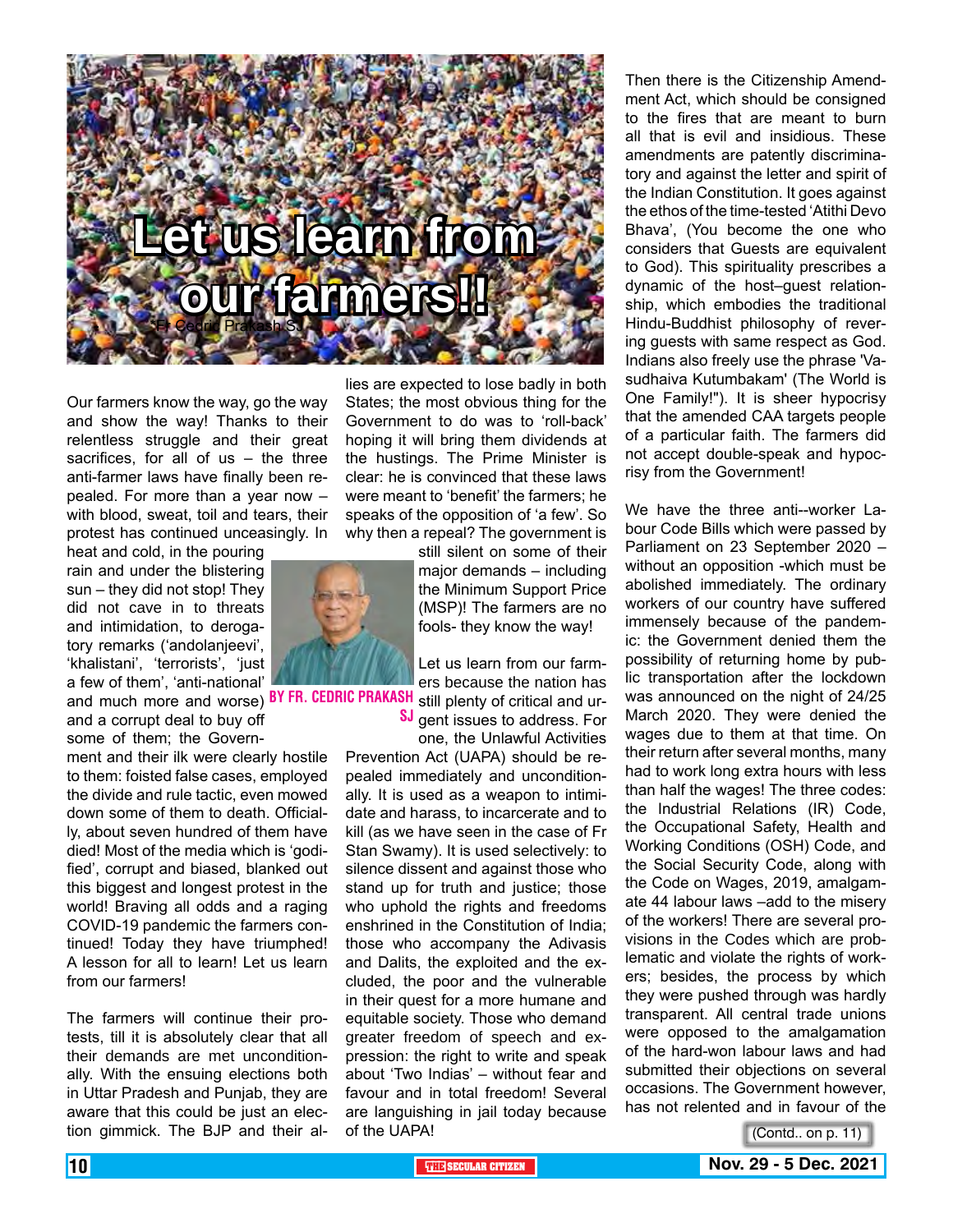# Let us learn from our farmers!!

*Fr Cedric Prakash SJ

**BY FR. CEDRIC PRAKASH SJ**

Our farmers know the way, go the way and show the way! Thanks to their relentless struggle and their great sacrifices, for all of us – the three anti-farmer laws have finally been repealed. For more than a year now – with blood, sweat, toil and tears, their protest has continued unceasingly. In heat and cold, in the pouring rain and under the blistering sun – they did not stop! They did not cave in to threats and intimidation, to derogatory remarks ('andolanjeevi', 'khalistani', 'terrorists', 'just a few of them', 'anti-national' and much more and worse) and a corrupt deal to buy off some of them; the Government and their ilk were clearly hostile to them: foisted false cases, employed the divide and rule tactic, even mowed down some of them to death. Officially, about seven hundred of them have died! Most of the media which is 'godified', corrupt and biased, blanked out this biggest and longest protest in the world! Braving all odds and a raging COVID-19 pandemic the farmers continued! Today they have triumphed! A lesson for all to learn! Let us learn from our farmers!

The farmers will continue their protests, till it is absolutely clear that all their demands are met unconditionally. With the ensuing elections both in Uttar Pradesh and Punjab, they are aware that this could be just an election gimmick. The BJP and their allies are expected to lose badly in both States; the most obvious thing for the Government to do was to 'roll-back' hoping it will bring them dividends at the hustings. The Prime Minister is clear: he is convinced that these laws were meant to 'benefit' the farmers; he speaks of the opposition of 'a few'. So why then a repeal? The government is still silent on some of their major demands – including the Minimum Support Price (MSP)! The farmers are no fools- they know the way!

Let us learn from our farmers because the nation has still plenty of critical and urgent issues to address. For one, the Unlawful Activities Prevention Act (UAPA) should be repealed immediately and unconditionally. It is used as a weapon to intimidate and harass, to incarcerate and to kill (as we have seen in the case of Fr Stan Swamy). It is used selectively: to silence dissent and against those who stand up for truth and justice; those who uphold the rights and freedoms enshrined in the Constitution of India; those who accompany the Adivasis and Dalits, the exploited and the excluded, the poor and the vulnerable in their quest for a more humane and equitable society. Those who demand greater freedom of speech and expression: the right to write and speak about 'Two Indias' – without fear and favour and in total freedom! Several are languishing in jail today because of the UAPA!

Then there is the Citizenship Amendment Act, which should be consigned to the fires that are meant to burn all that is evil and insidious. These amendments are patently discriminatory and against the letter and spirit of the Indian Constitution. It goes against the ethos of the time-tested 'Atithi Devo Bhava', (You become the one who considers that Guests are equivalent to God). This spirituality prescribes a dynamic of the host–guest relationship, which embodies the traditional Hindu-Buddhist philosophy of revering guests with same respect as God. Indians also freely use the phrase 'Vasudhaiva Kutumbakam' (The World is One Family!"). It is sheer hypocrisy that the amended CAA targets people of a particular faith. The farmers did not accept double-speak and hypocrisy from the Government!

We have the three anti--worker Labour Code Bills which were passed by Parliament on 23 September 2020 – without an opposition -which must be abolished immediately. The ordinary workers of our country have suffered immensely because of the pandemic: the Government denied them the possibility of returning home by public transportation after the lockdown was announced on the night of 24/25 March 2020. They were denied the wages due to them at that time. On their return after several months, many had to work long extra hours with less than half the wages! The three codes: the Industrial Relations (IR) Code, the Occupational Safety, Health and Working Conditions (OSH) Code, and the Social Security Code, along with the Code on Wages, 2019, amalgamate 44 labour laws –add to the misery of the workers! There are several provisions in the Codes which are problematic and violate the rights of workers; besides, the process by which they were pushed through was hardly transparent. All central trade unions were opposed to the amalgamation of the hard-won labour laws and had submitted their objections on several occasions. The Government however, has not relented and in favour of the

(Contd.. on p. 11)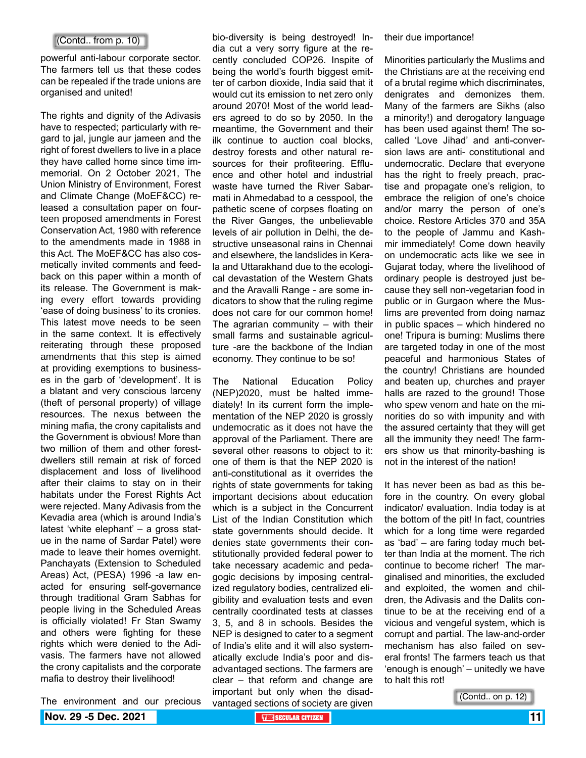(Contd.. from p. 10)

powerful anti-labour corporate sector. The farmers tell us that these codes can be repealed if the trade unions are organised and united!

The rights and dignity of the Adivasis have to respected; particularly with regard to jal, jungle aur jameen and the right of forest dwellers to live in a place they have called home since time immemorial. On 2 October 2021, The Union Ministry of Environment, Forest and Climate Change (MoEF&CC) released a consultation paper on fourteen proposed amendments in Forest Conservation Act, 1980 with reference to the amendments made in 1988 in this Act. The MoEF&CC has also cosmetically invited comments and feedback on this paper within a month of its release. The Government is making every effort towards providing 'ease of doing business' to its cronies. This latest move needs to be seen in the same context. It is effectively reiterating through these proposed amendments that this step is aimed at providing exemptions to businesses in the garb of 'development'. It is a blatant and very conscious larceny (theft of personal property) of village resources. The nexus between the mining mafia, the crony capitalists and the Government is obvious! More than two million of them and other forest-dwellers still remain at risk of forced displacement and loss of livelihood after their claims to stay on in their habitats under the Forest Rights Act were rejected. Many Adivasis from the Kevadia area (which is around India's latest 'white elephant' – a gross statue in the name of Sardar Patel) were made to leave their homes overnight. Panchayats (Extension to Scheduled Areas) Act, (PESA) 1996 -a law enacted for ensuring self-governance through traditional Gram Sabhas for people living in the Scheduled Areas is officially violated! Fr Stan Swamy and others were fighting for these rights which were denied to the Adivasis. The farmers have not allowed the crony capitalists and the corporate mafia to destroy their livelihood!

The environment and our precious bio-diversity is being destroyed! India cut a very sorry figure at the recently concluded COP26. Inspite of being the world's fourth biggest emitter of carbon dioxide, India said that it would cut its emission to net zero only around 2070! Most of the world leaders agreed to do so by 2050. In the meantime, the Government and their ilk continue to auction coal blocks, destroy forests and other natural resources for their profiteering. Effluence and other hotel and industrial waste have turned the River Sabarmati in Ahmedabad to a cesspool, the pathetic scene of corpses floating on the River Ganges, the unbelievable levels of air pollution in Delhi, the destructive unseasonal rains in Chennai and elsewhere, the landslides in Kerala and Uttarakhand due to the ecological devastation of the Western Ghats and the Aravalli Range - are some indicators to show that the ruling regime does not care for our common home! The agrarian community – with their small farms and sustainable agriculture -are the backbone of the Indian economy. They continue to be so!

The National Education Policy (NEP)2020, must be halted immediately! In its current form the implementation of the NEP 2020 is grossly undemocratic as it does not have the approval of the Parliament. There are several other reasons to object to it: one of them is that the NEP 2020 is anti-constitutional as it overrides the rights of state governments for taking important decisions about education which is a subject in the Concurrent List of the Indian Constitution which state governments should decide. It denies state governments their constitutionally provided federal power to take necessary academic and pedagogic decisions by imposing centralized regulatory bodies, centralized eligibility and evaluation tests and even centrally coordinated tests at classes 3, 5, and 8 in schools. Besides the NEP is designed to cater to a segment of India's elite and it will also systematically exclude India's poor and disadvantaged sections. The farmers are clear – that reform and change are important but only when the disadvantaged sections of society are given their due importance!

Minorities particularly the Muslims and the Christians are at the receiving end of a brutal regime which discriminates, denigrates and demonizes them. Many of the farmers are Sikhs (also a minority!) and derogatory language has been used against them! The so-called 'Love Jihad' and anti-conversion laws are anti- constitutional and undemocratic. Declare that everyone has the right to freely preach, practise and propagate one's religion, to embrace the religion of one's choice and/or marry the person of one's choice. Restore Articles 370 and 35A to the people of Jammu and Kashmir immediately! Come down heavily on undemocratic acts like we see in Gujarat today, where the livelihood of ordinary people is destroyed just because they sell non-vegetarian food in public or in Gurgaon where the Muslims are prevented from doing namaz in public spaces – which hindered no one! Tripura is burning: Muslims there are targeted today in one of the most peaceful and harmonious States of the country! Christians are hounded and beaten up, churches and prayer halls are razed to the ground! Those who spew venom and hate on the minorities do so with impunity and with the assured certainty that they will get all the immunity they need! The farmers show us that minority-bashing is not in the interest of the nation!

It has never been as bad as this before in the country. On every global indicator/ evaluation. India today is at the bottom of the pit! In fact, countries which for a long time were regarded as 'bad' – are faring today much better than India at the moment. The rich continue to become richer! The marginalised and minorities, the excluded and exploited, the women and children, the Adivasis and the Dalits continue to be at the receiving end of a vicious and vengeful system, which is corrupt and partial. The law-and-order mechanism has also failed on several fronts! The farmers teach us that 'enough is enough' – unitedly we have to halt this rot!

(Contd.. on p. 12)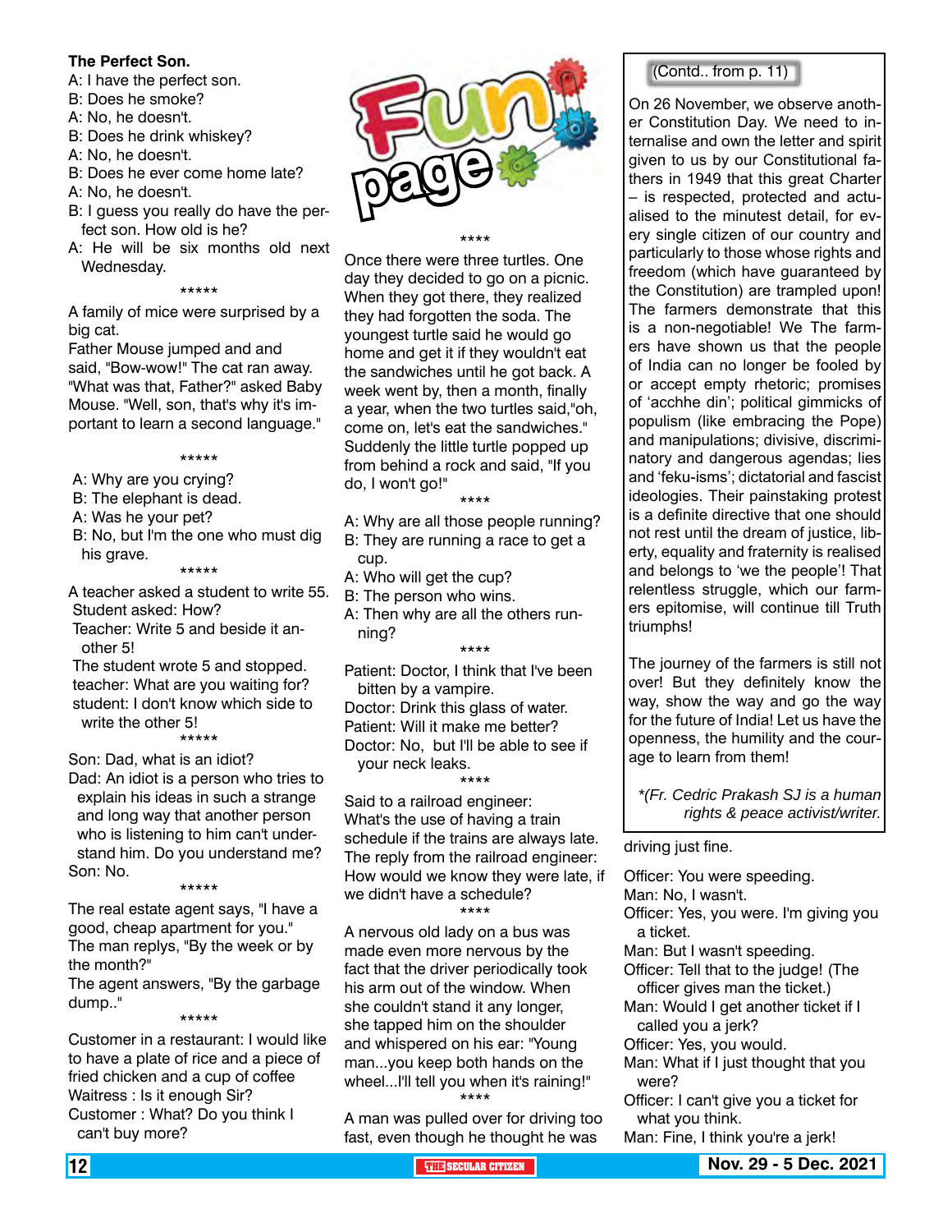**The Perfect Son.**

A: I have the perfect son.
B: Does he smoke?
A: No, he doesn't.
B: Does he drink whiskey?
A: No, he doesn't.
B: Does he ever come home late?
A: No, he doesn't.
B: I guess you really do have the perfect son. How old is he?
A: He will be six months old next Wednesday.

*****

A family of mice were surprised by a big cat.
Father Mouse jumped and and said, "Bow-wow!" The cat ran away.
"What was that, Father?" asked Baby Mouse. "Well, son, that's why it's important to learn a second language."

*****

A: Why are you crying?
B: The elephant is dead.
A: Was he your pet?
B: No, but I'm the one who must dig his grave.

*****

A teacher asked a student to write 55.
Student asked: How?
Teacher: Write 5 and beside it another 5!
The student wrote 5 and stopped.
teacher: What are you waiting for?
student: I don't know which side to write the other 5!

*****

Son: Dad, what is an idiot?
Dad: An idiot is a person who tries to explain his ideas in such a strange and long way that another person who is listening to him can't understand him. Do you understand me?
Son: No.

*****

The real estate agent says, "I have a good, cheap apartment for you."
The man replys, "By the week or by the month?"
The agent answers, "By the garbage dump.."

*****

Customer in a restaurant: I would like to have a plate of rice and a piece of fried chicken and a cup of coffee
Waitress : Is it enough Sir?
Customer : What? Do you think I can't buy more?

# Fun page

****

Once there were three turtles. One day they decided to go on a picnic. When they got there, they realized they had forgotten the soda. The youngest turtle said he would go home and get it if they wouldn't eat the sandwiches until he got back. A week went by, then a month, finally a year, when the two turtles said,"oh, come on, let's eat the sandwiches." Suddenly the little turtle popped up from behind a rock and said, "If you do, I won't go!"

****

A: Why are all those people running?
B: They are running a race to get a cup.
A: Who will get the cup?
B: The person who wins.
A: Then why are all the others running?

****

Patient: Doctor, I think that I've been bitten by a vampire.
Doctor: Drink this glass of water.
Patient: Will it make me better?
Doctor: No, but I'll be able to see if your neck leaks.

****

Said to a railroad engineer:
What's the use of having a train schedule if the trains are always late.
The reply from the railroad engineer:
How would we know they were late, if we didn't have a schedule?

****

A nervous old lady on a bus was made even more nervous by the fact that the driver periodically took his arm out of the window. When she couldn't stand it any longer, she tapped him on the shoulder and whispered on his ear: "Young man...you keep both hands on the wheel...I'll tell you when it's raining!"

****

A man was pulled over for driving too fast, even though he thought he was driving just fine.

Officer: You were speeding.
Man: No, I wasn't.
Officer: Yes, you were. I'm giving you a ticket.
Man: But I wasn't speeding.
Officer: Tell that to the judge! (The officer gives man the ticket.)
Man: Would I get another ticket if I called you a jerk?
Officer: Yes, you would.
Man: What if I just thought that you were?
Officer: I can't give you a ticket for what you think.
Man: Fine, I think you're a jerk!

(Contd.. from p. 11)

On 26 November, we observe another Constitution Day. We need to internalise and own the letter and spirit given to us by our Constitutional fathers in 1949 that this great Charter – is respected, protected and actualised to the minutest detail, for every single citizen of our country and particularly to those whose rights and freedom (which have guaranteed by the Constitution) are trampled upon! The farmers demonstrate that this is a non-negotiable! We The farmers have shown us that the people of India can no longer be fooled by or accept empty rhetoric; promises of 'acchhe din'; political gimmicks of populism (like embracing the Pope) and manipulations; divisive, discriminatory and dangerous agendas; lies and 'feku-isms'; dictatorial and fascist ideologies. Their painstaking protest is a definite directive that one should not rest until the dream of justice, liberty, equality and fraternity is realised and belongs to 'we the people'! That relentless struggle, which our farmers epitomise, will continue till Truth triumphs!

The journey of the farmers is still not over! But they definitely know the way, show the way and go the way for the future of India! Let us have the openness, the humility and the courage to learn from them!

*\*(Fr. Cedric Prakash SJ is a human rights & peace activist/writer.*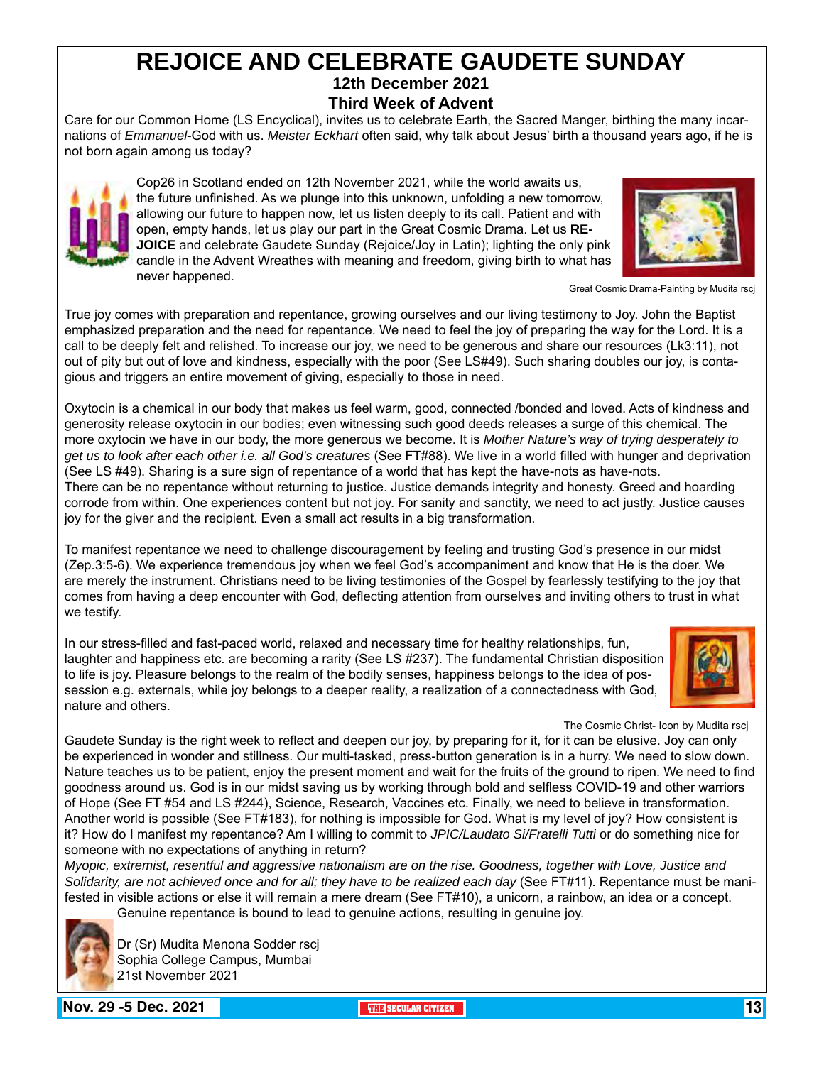# REJOICE AND CELEBRATE GAUDETE SUNDAY

### 12th December 2021

### Third Week of Advent

Care for our Common Home (LS Encyclical), invites us to celebrate Earth, the Sacred Manger, birthing the many incarnations of *Emmanuel*-God with us. *Meister Eckhart* often said, why talk about Jesus' birth a thousand years ago, if he is not born again among us today?

Cop26 in Scotland ended on 12th November 2021, while the world awaits us, the future unfinished. As we plunge into this unknown, unfolding a new tomorrow, allowing our future to happen now, let us listen deeply to its call. Patient and with open, empty hands, let us play our part in the Great Cosmic Drama. Let us **REJOICE** and celebrate Gaudete Sunday (Rejoice/Joy in Latin); lighting the only pink candle in the Advent Wreathes with meaning and freedom, giving birth to what has never happened.

Great Cosmic Drama-Painting by Mudita rscj

True joy comes with preparation and repentance, growing ourselves and our living testimony to Joy. John the Baptist emphasized preparation and the need for repentance. We need to feel the joy of preparing the way for the Lord. It is a call to be deeply felt and relished. To increase our joy, we need to be generous and share our resources (Lk3:11), not out of pity but out of love and kindness, especially with the poor (See LS#49). Such sharing doubles our joy, is contagious and triggers an entire movement of giving, especially to those in need.

Oxytocin is a chemical in our body that makes us feel warm, good, connected /bonded and loved. Acts of kindness and generosity release oxytocin in our bodies; even witnessing such good deeds releases a surge of this chemical. The more oxytocin we have in our body, the more generous we become. It is *Mother Nature's way of trying desperately to get us to look after each other i.e. all God's creatures* (See FT#88). We live in a world filled with hunger and deprivation (See LS #49). Sharing is a sure sign of repentance of a world that has kept the have-nots as have-nots.
There can be no repentance without returning to justice. Justice demands integrity and honesty. Greed and hoarding corrode from within. One experiences content but not joy. For sanity and sanctity, we need to act justly. Justice causes joy for the giver and the recipient. Even a small act results in a big transformation.

To manifest repentance we need to challenge discouragement by feeling and trusting God's presence in our midst (Zep.3:5-6). We experience tremendous joy when we feel God's accompaniment and know that He is the doer. We are merely the instrument. Christians need to be living testimonies of the Gospel by fearlessly testifying to the joy that comes from having a deep encounter with God, deflecting attention from ourselves and inviting others to trust in what we testify.

In our stress-filled and fast-paced world, relaxed and necessary time for healthy relationships, fun, laughter and happiness etc. are becoming a rarity (See LS #237). The fundamental Christian disposition to life is joy. Pleasure belongs to the realm of the bodily senses, happiness belongs to the idea of possession e.g. externals, while joy belongs to a deeper reality, a realization of a connectedness with God, nature and others.

The Cosmic Christ- Icon by Mudita rscj

Gaudete Sunday is the right week to reflect and deepen our joy, by preparing for it, for it can be elusive. Joy can only be experienced in wonder and stillness. Our multi-tasked, press-button generation is in a hurry. We need to slow down. Nature teaches us to be patient, enjoy the present moment and wait for the fruits of the ground to ripen. We need to find goodness around us. God is in our midst saving us by working through bold and selfless COVID-19 and other warriors of Hope (See FT #54 and LS #244), Science, Research, Vaccines etc. Finally, we need to believe in transformation. Another world is possible (See FT#183), for nothing is impossible for God. What is my level of joy? How consistent is it? How do I manifest my repentance? Am I willing to commit to *JPIC/Laudato Si/Fratelli Tutti* or do something nice for someone with no expectations of anything in return?
*Myopic, extremist, resentful and aggressive nationalism are on the rise. Goodness, together with Love, Justice and Solidarity, are not achieved once and for all; they have to be realized each day* (See FT#11). Repentance must be manifested in visible actions or else it will remain a mere dream (See FT#10), a unicorn, a rainbow, an idea or a concept. Genuine repentance is bound to lead to genuine actions, resulting in genuine joy.

Dr (Sr) Mudita Menona Sodder rscj
Sophia College Campus, Mumbai
21st November 2021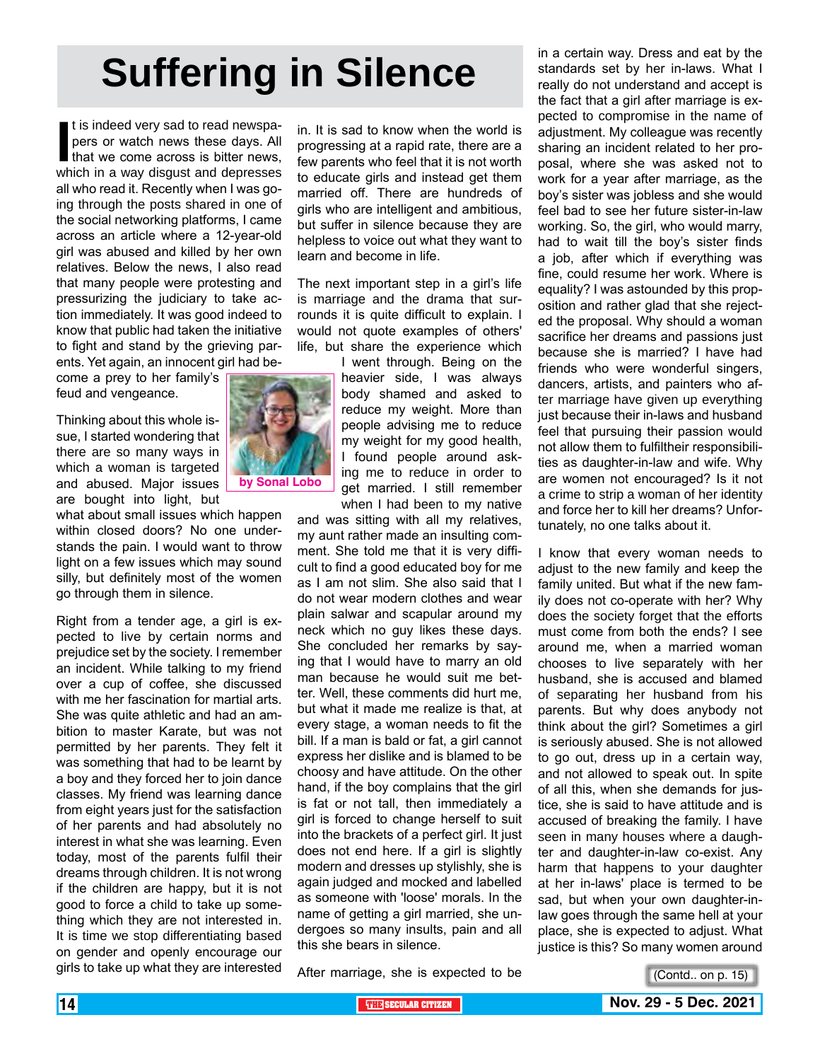# Suffering in Silence

**by Sonal Lobo**

It is indeed very sad to read newspapers or watch news these days. All that we come across is bitter news, which in a way disgust and depresses all who read it. Recently when I was going through the posts shared in one of the social networking platforms, I came across an article where a 12-year-old girl was abused and killed by her own relatives. Below the news, I also read that many people were protesting and pressurizing the judiciary to take action immediately. It was good indeed to know that public had taken the initiative to fight and stand by the grieving parents. Yet again, an innocent girl had become a prey to her family's feud and vengeance.

Thinking about this whole issue, I started wondering that there are so many ways in which a woman is targeted and abused. Major issues are bought into light, but what about small issues which happen within closed doors? No one understands the pain. I would want to throw light on a few issues which may sound silly, but definitely most of the women go through them in silence.

Right from a tender age, a girl is expected to live by certain norms and prejudice set by the society. I remember an incident. While talking to my friend over a cup of coffee, she discussed with me her fascination for martial arts. She was quite athletic and had an ambition to master Karate, but was not permitted by her parents. They felt it was something that had to be learnt by a boy and they forced her to join dance classes. My friend was learning dance from eight years just for the satisfaction of her parents and had absolutely no interest in what she was learning. Even today, most of the parents fulfil their dreams through children. It is not wrong if the children are happy, but it is not good to force a child to take up something which they are not interested in. It is time we stop differentiating based on gender and openly encourage our girls to take up what they are interested in. It is sad to know when the world is progressing at a rapid rate, there are a few parents who feel that it is not worth to educate girls and instead get them married off. There are hundreds of girls who are intelligent and ambitious, but suffer in silence because they are helpless to voice out what they want to learn and become in life.

The next important step in a girl's life is marriage and the drama that surrounds it is quite difficult to explain. I would not quote examples of others' life, but share the experience which I went through. Being on the heavier side, I was always body shamed and asked to reduce my weight. More than people advising me to reduce my weight for my good health, I found people around asking me to reduce in order to get married. I still remember when I had been to my native and was sitting with all my relatives, my aunt rather made an insulting comment. She told me that it is very difficult to find a good educated boy for me as I am not slim. She also said that I do not wear modern clothes and wear plain salwar and scapular around my neck which no guy likes these days. She concluded her remarks by saying that I would have to marry an old man because he would suit me better. Well, these comments did hurt me, but what it made me realize is that, at every stage, a woman needs to fit the bill. If a man is bald or fat, a girl cannot express her dislike and is blamed to be choosy and have attitude. On the other hand, if the boy complains that the girl is fat or not tall, then immediately a girl is forced to change herself to suit into the brackets of a perfect girl. It just does not end here. If a girl is slightly modern and dresses up stylishly, she is again judged and mocked and labelled as someone with 'loose' morals. In the name of getting a girl married, she undergoes so many insults, pain and all this she bears in silence.

After marriage, she is expected to be in a certain way. Dress and eat by the standards set by her in-laws. What I really do not understand and accept is the fact that a girl after marriage is expected to compromise in the name of adjustment. My colleague was recently sharing an incident related to her proposal, where she was asked not to work for a year after marriage, as the boy's sister was jobless and she would feel bad to see her future sister-in-law working. So, the girl, who would marry, had to wait till the boy's sister finds a job, after which if everything was fine, could resume her work. Where is equality? I was astounded by this proposition and rather glad that she rejected the proposal. Why should a woman sacrifice her dreams and passions just because she is married? I have had friends who were wonderful singers, dancers, artists, and painters who after marriage have given up everything just because their in-laws and husband feel that pursuing their passion would not allow them to fulfiltheir responsibilities as daughter-in-law and wife. Why are women not encouraged? Is it not a crime to strip a woman of her identity and force her to kill her dreams? Unfortunately, no one talks about it.

I know that every woman needs to adjust to the new family and keep the family united. But what if the new family does not co-operate with her? Why does the society forget that the efforts must come from both the ends? I see around me, when a married woman chooses to live separately with her husband, she is accused and blamed of separating her husband from his parents. But why does anybody not think about the girl? Sometimes a girl is seriously abused. She is not allowed to go out, dress up in a certain way, and not allowed to speak out. In spite of all this, when she demands for justice, she is said to have attitude and is accused of breaking the family. I have seen in many houses where a daughter and daughter-in-law co-exist. Any harm that happens to your daughter at her in-laws' place is termed to be sad, but when your own daughter-in-law goes through the same hell at your place, she is expected to adjust. What justice is this? So many women around

(Contd.. on p. 15)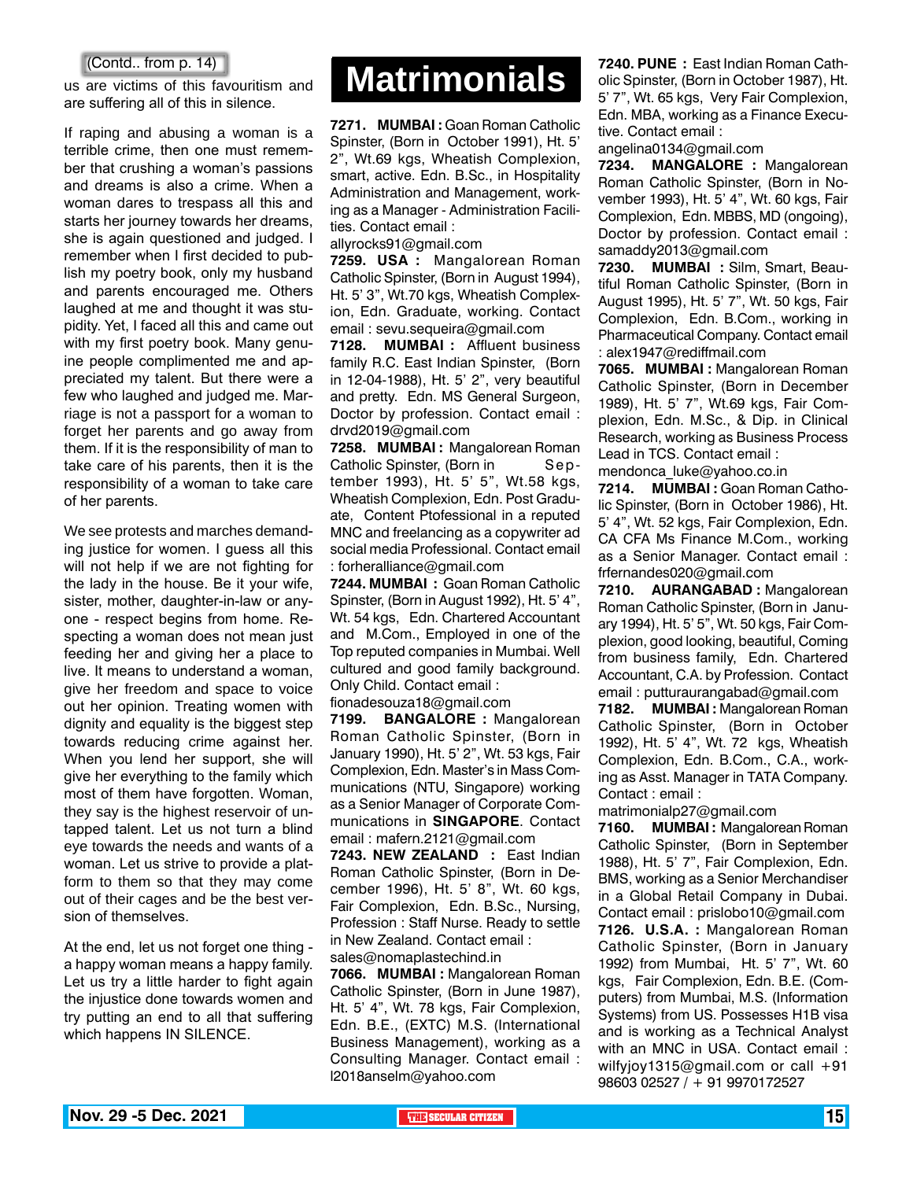(Contd.. from p. 14)

us are victims of this favouritism and are suffering all of this in silence.

If raping and abusing a woman is a terrible crime, then one must remember that crushing a woman's passions and dreams is also a crime. When a woman dares to trespass all this and starts her journey towards her dreams, she is again questioned and judged. I remember when I first decided to publish my poetry book, only my husband and parents encouraged me. Others laughed at me and thought it was stupidity. Yet, I faced all this and came out with my first poetry book. Many genuine people complimented me and appreciated my talent. But there were a few who laughed and judged me. Marriage is not a passport for a woman to forget her parents and go away from them. If it is the responsibility of man to take care of his parents, then it is the responsibility of a woman to take care of her parents.

We see protests and marches demanding justice for women. I guess all this will not help if we are not fighting for the lady in the house. Be it your wife, sister, mother, daughter-in-law or anyone - respect begins from home. Respecting a woman does not mean just feeding her and giving her a place to live. It means to understand a woman, give her freedom and space to voice out her opinion. Treating women with dignity and equality is the biggest step towards reducing crime against her. When you lend her support, she will give her everything to the family which most of them have forgotten. Woman, they say is the highest reservoir of untapped talent. Let us not turn a blind eye towards the needs and wants of a woman. Let us strive to provide a platform to them so that they may come out of their cages and be the best version of themselves.

At the end, let us not forget one thing - a happy woman means a happy family. Let us try a little harder to fight again the injustice done towards women and try putting an end to all that suffering which happens IN SILENCE.

# Matrimonials

**7271. MUMBAI :** Goan Roman Catholic Spinster, (Born in October 1991), Ht. 5' 2", Wt.69 kgs, Wheatish Complexion, smart, active. Edn. B.Sc., in Hospitality Administration and Management, working as a Manager - Administration Facilities. Contact email : allyrocks91@gmail.com

**7259. USA :** Mangalorean Roman Catholic Spinster, (Born in August 1994), Ht. 5' 3", Wt.70 kgs, Wheatish Complexion, Edn. Graduate, working. Contact email : sevu.sequeira@gmail.com

**7128. MUMBAI :** Affluent business family R.C. East Indian Spinster, (Born in 12-04-1988), Ht. 5' 2", very beautiful and pretty. Edn. MS General Surgeon, Doctor by profession. Contact email : drvd2019@gmail.com

**7258. MUMBAI :** Mangalorean Roman Catholic Spinster, (Born in September 1993), Ht. 5' 5", Wt.58 kgs, Wheatish Complexion, Edn. Post Graduate, Content Ptofessional in a reputed MNC and freelancing as a copywriter ad social media Professional. Contact email : forheralliance@gmail.com

**7244. MUMBAI :** Goan Roman Catholic Spinster, (Born in August 1992), Ht. 5' 4", Wt. 54 kgs, Edn. Chartered Accountant and M.Com., Employed in one of the Top reputed companies in Mumbai. Well cultured and good family background. Only Child. Contact email : fionadesouza18@gmail.com

**7199. BANGALORE :** Mangalorean Roman Catholic Spinster, (Born in January 1990), Ht. 5' 2", Wt. 53 kgs, Fair Complexion, Edn. Master's in Mass Communications (NTU, Singapore) working as a Senior Manager of Corporate Communications in **SINGAPORE**. Contact email : mafern.2121@gmail.com

**7243. NEW ZEALAND :** East Indian Roman Catholic Spinster, (Born in December 1996), Ht. 5' 8", Wt. 60 kgs, Fair Complexion, Edn. B.Sc., Nursing, Profession : Staff Nurse. Ready to settle in New Zealand. Contact email : sales@nomaplastechind.in

**7066. MUMBAI :** Mangalorean Roman Catholic Spinster, (Born in June 1987), Ht. 5' 4", Wt. 78 kgs, Fair Complexion, Edn. B.E., (EXTC) M.S. (International Business Management), working as a Consulting Manager. Contact email : l2018anselm@yahoo.com

**7240. PUNE :** East Indian Roman Catholic Spinster, (Born in October 1987), Ht. 5' 7", Wt. 65 kgs, Very Fair Complexion, Edn. MBA, working as a Finance Executive. Contact email : angelina0134@gmail.com

**7234. MANGALORE :** Mangalorean Roman Catholic Spinster, (Born in November 1993), Ht. 5' 4", Wt. 60 kgs, Fair Complexion, Edn. MBBS, MD (ongoing), Doctor by profession. Contact email : samaddy2013@gmail.com

**7230. MUMBAI :** Silm, Smart, Beautiful Roman Catholic Spinster, (Born in August 1995), Ht. 5' 7", Wt. 50 kgs, Fair Complexion, Edn. B.Com., working in Pharmaceutical Company. Contact email : alex1947@rediffmail.com

**7065. MUMBAI :** Mangalorean Roman Catholic Spinster, (Born in December 1989), Ht. 5' 7", Wt.69 kgs, Fair Complexion, Edn. M.Sc., & Dip. in Clinical Research, working as Business Process Lead in TCS. Contact email : mendonca_luke@yahoo.co.in

**7214. MUMBAI :** Goan Roman Catholic Spinster, (Born in October 1986), Ht. 5' 4", Wt. 52 kgs, Fair Complexion, Edn. CA CFA Ms Finance M.Com., working as a Senior Manager. Contact email : frfernandes020@gmail.com

**7210. AURANGABAD :** Mangalorean Roman Catholic Spinster, (Born in January 1994), Ht. 5' 5", Wt. 50 kgs, Fair Complexion, good looking, beautiful, Coming from business family, Edn. Chartered Accountant, C.A. by Profession. Contact email : putturaurangabad@gmail.com

**7182. MUMBAI :** Mangalorean Roman Catholic Spinster, (Born in October 1992), Ht. 5' 4", Wt. 72 kgs, Wheatish Complexion, Edn. B.Com., C.A., working as Asst. Manager in TATA Company. Contact : email : matrimonialp27@gmail.com

**7160. MUMBAI :** Mangalorean Roman Catholic Spinster, (Born in September 1988), Ht. 5' 7", Fair Complexion, Edn. BMS, working as a Senior Merchandiser in a Global Retail Company in Dubai. Contact email : prislobo10@gmail.com

**7126. U.S.A. :** Mangalorean Roman Catholic Spinster, (Born in January 1992) from Mumbai, Ht. 5' 7", Wt. 60 kgs, Fair Complexion, Edn. B.E. (Computers) from Mumbai, M.S. (Information Systems) from US. Possesses H1B visa and is working as a Technical Analyst with an MNC in USA. Contact email : wilfyjoy1315@gmail.com or call +91 98603 02527 / + 91 9970172527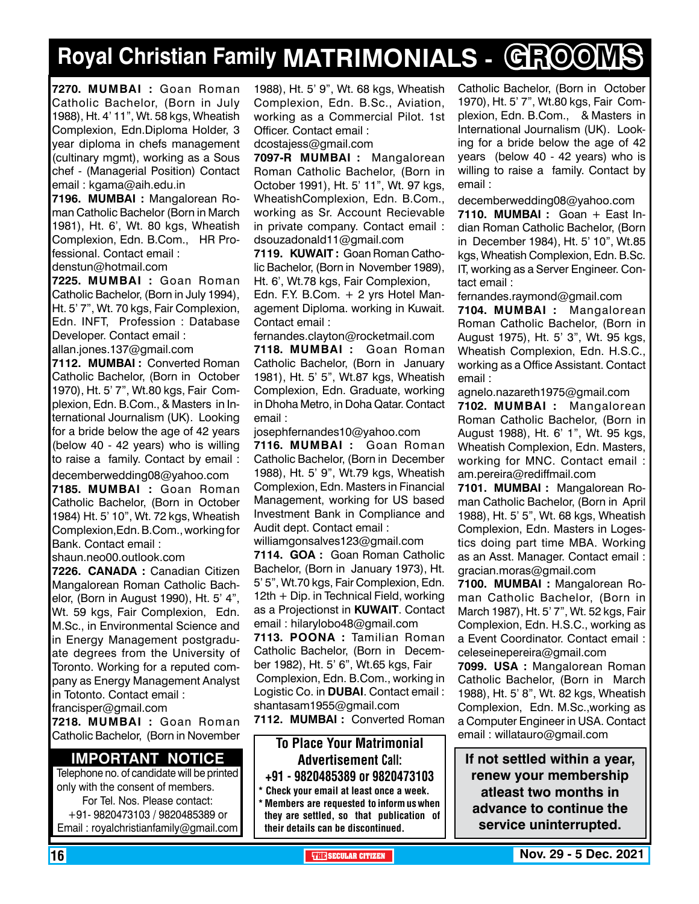# Royal Christian Family MATRIMONIALS - GROOMS

**7270. MUMBAI :** Goan Roman Catholic Bachelor, (Born in July 1988), Ht. 4' 11", Wt. 58 kgs, Wheatish Complexion, Edn.Diploma Holder, 3 year diploma in chefs management (cultinary mgmt), working as a Sous chef - (Managerial Position) Contact email : kgama@aih.edu.in

**7196. MUMBAI :** Mangalorean Roman Catholic Bachelor (Born in March 1981), Ht. 6', Wt. 80 kgs, Wheatish Complexion, Edn. B.Com., HR Professional. Contact email : denstun@hotmail.com

**7225. MUMBAI :** Goan Roman Catholic Bachelor, (Born in July 1994), Ht. 5' 7", Wt. 70 kgs, Fair Complexion, Edn. INFT, Profession : Database Developer. Contact email : allan.jones.137@gmail.com

**7112. MUMBAI :** Converted Roman Catholic Bachelor, (Born in October 1970), Ht. 5' 7", Wt.80 kgs, Fair Complexion, Edn. B.Com., & Masters in International Journalism (UK). Looking for a bride below the age of 42 years (below 40 - 42 years) who is willing to raise a family. Contact by email : decemberwedding08@yahoo.com

**7185. MUMBAI :** Goan Roman Catholic Bachelor, (Born in October 1984) Ht. 5' 10", Wt. 72 kgs, Wheatish Complexion,Edn. B.Com., working for Bank. Contact email : shaun.neo00.outlook.com

**7226. CANADA :** Canadian Citizen Mangalorean Roman Catholic Bachelor, (Born in August 1990), Ht. 5' 4", Wt. 59 kgs, Fair Complexion, Edn. M.Sc., in Environmental Science and in Energy Management postgraduate degrees from the University of Toronto. Working for a reputed company as Energy Management Analyst in Totonto. Contact email : francisper@gmail.com

**7218. MUMBAI :** Goan Roman Catholic Bachelor, (Born in November 1988), Ht. 5' 9", Wt. 68 kgs, Wheatish Complexion, Edn. B.Sc., Aviation, working as a Commercial Pilot. 1st Officer. Contact email : dcostajess@gmail.com

**7097-R MUMBAI :** Mangalorean Roman Catholic Bachelor, (Born in October 1991), Ht. 5' 11", Wt. 97 kgs, WheatishComplexion, Edn. B.Com., working as Sr. Account Recievable in private company. Contact email : dsouzadonald11@gmail.com

**7119. KUWAIT :** Goan Roman Catholic Bachelor, (Born in November 1989), Ht. 6', Wt.78 kgs, Fair Complexion, Edn. F.Y. B.Com. + 2 yrs Hotel Management Diploma. working in Kuwait. Contact email : fernandes.clayton@rocketmail.com

**7118. MUMBAI :** Goan Roman Catholic Bachelor, (Born in January 1981), Ht. 5' 5", Wt.87 kgs, Wheatish Complexion, Edn. Graduate, working in Dhoha Metro, in Doha Qatar. Contact email : josephfernandes10@yahoo.com

**7116. MUMBAI :** Goan Roman Catholic Bachelor, (Born in December 1988), Ht. 5' 9", Wt.79 kgs, Wheatish Complexion, Edn. Masters in Financial Management, working for US based Investment Bank in Compliance and Audit dept. Contact email : williamgonsalves123@gmail.com

**7114. GOA :** Goan Roman Catholic Bachelor, (Born in January 1973), Ht. 5' 5", Wt.70 kgs, Fair Complexion, Edn. 12th + Dip. in Technical Field, working as a Projectionist in **KUWAIT**. Contact email : hilarylobo48@gmail.com

**7113. POONA :** Tamilian Roman Catholic Bachelor, (Born in December 1982), Ht. 5' 6", Wt.65 kgs, Fair Complexion, Edn. B.Com., working in Logistic Co. in **DUBAI**. Contact email : shantasam1955@gmail.com

**7112. MUMBAI :** Converted Roman Catholic Bachelor, (Born in October 1970), Ht. 5' 7", Wt.80 kgs, Fair Complexion, Edn. B.Com., & Masters in International Journalism (UK). Looking for a bride below the age of 42 years (below 40 - 42 years) who is willing to raise a family. Contact by email : decemberwedding08@yahoo.com

**7110. MUMBAI :** Goan + East Indian Roman Catholic Bachelor, (Born in December 1984), Ht. 5' 10", Wt.85 kgs, Wheatish Complexion, Edn. B.Sc. IT, working as a Server Engineer. Contact email : fernandes.raymond@gmail.com

**7104. MUMBAI :** Mangalorean Roman Catholic Bachelor, (Born in August 1975), Ht. 5' 3", Wt. 95 kgs, Wheatish Complexion, Edn. H.S.C., working as a Office Assistant. Contact email : agnelo.nazareth1975@gmail.com

**7102. MUMBAI :** Mangalorean Roman Catholic Bachelor, (Born in August 1988), Ht. 6' 1", Wt. 95 kgs, Wheatish Complexion, Edn. Masters, working for MNC. Contact email : am.pereira@rediffmail.com

**7101. MUMBAI :** Mangalorean Roman Catholic Bachelor, (Born in April 1988), Ht. 5' 5", Wt. 68 kgs, Wheatish Complexion, Edn. Masters in Logestics doing part time MBA. Working as an Asst. Manager. Contact email : gracian.moras@gmail.com

**7100. MUMBAI :** Mangalorean Roman Catholic Bachelor, (Born in March 1987), Ht. 5' 7", Wt. 52 kgs, Fair Complexion, Edn. H.S.C., working as a Event Coordinator. Contact email : celeseinepereira@gmail.com

**7099. USA :** Mangalorean Roman Catholic Bachelor, (Born in March 1988), Ht. 5' 8", Wt. 82 kgs, Wheatish Complexion, Edn. M.Sc.,working as a Computer Engineer in USA. Contact email : willatauro@gmail.com

## IMPORTANT NOTICE

Telephone no. of candidate will be printed only with the consent of members.
For Tel. Nos. Please contact:
+91- 9820473103 / 9820485389 or
Email : royalchristianfamily@gmail.com

**To Place Your Matrimonial Advertisement Call:**
**+91 - 9820485389 or 9820473103**

- Check your email at least once a week.
- Members are requested to inform us when they are settled, so that publication of their details can be discontinued.

**If not settled within a year, renew your membership atleast two months in advance to continue the service uninterrupted.**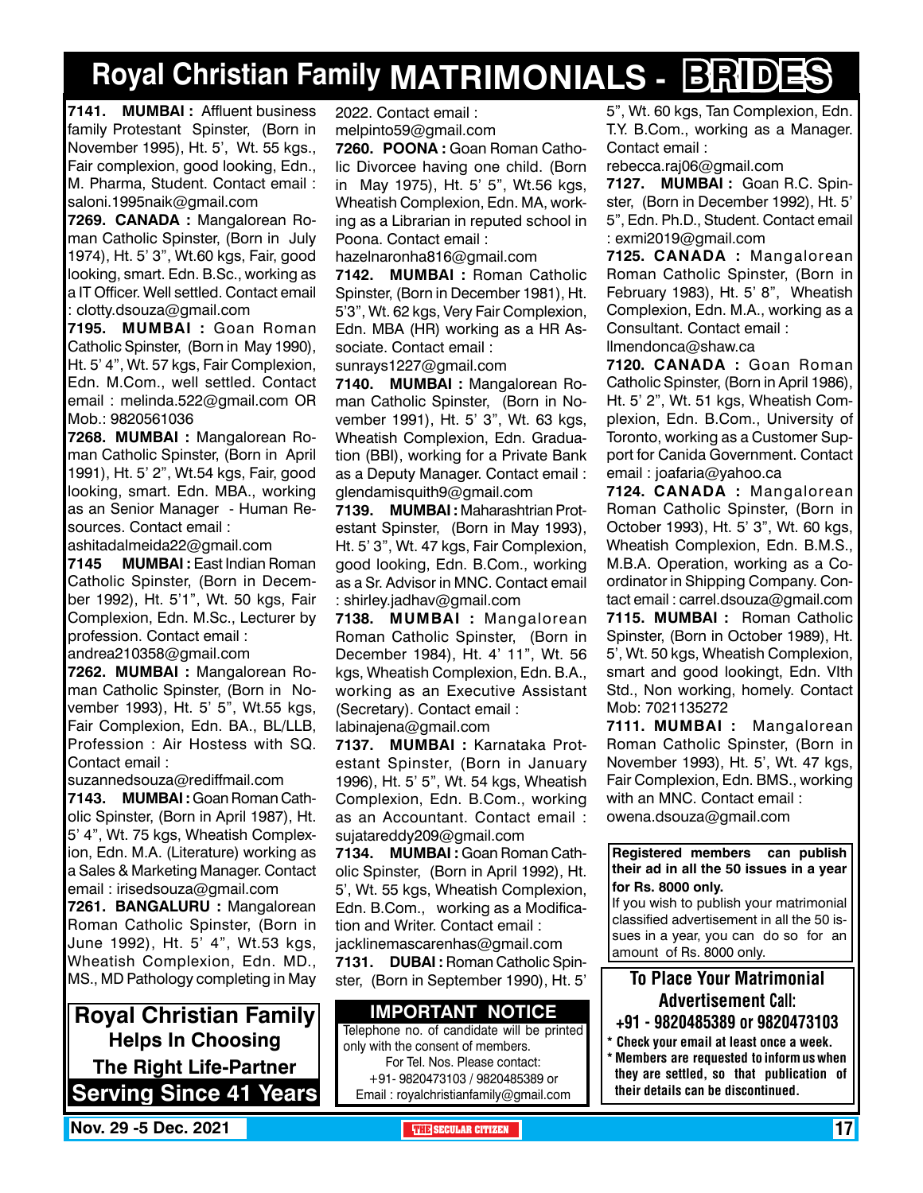# Royal Christian Family MATRIMONIALS - BRIDES

**7141. MUMBAI :** Affluent business family Protestant Spinster, (Born in November 1995), Ht. 5', Wt. 55 kgs., Fair complexion, good looking, Edn., M. Pharma, Student. Contact email : saloni.1995naik@gmail.com

**7269. CANADA :** Mangalorean Roman Catholic Spinster, (Born in July 1974), Ht. 5' 3", Wt.60 kgs, Fair, good looking, smart. Edn. B.Sc., working as a IT Officer. Well settled. Contact email : clotty.dsouza@gmail.com

**7195. MUMBAI :** Goan Roman Catholic Spinster, (Born in May 1990), Ht. 5' 4", Wt. 57 kgs, Fair Complexion, Edn. M.Com., well settled. Contact email : melinda.522@gmail.com OR Mob.: 9820561036

**7268. MUMBAI :** Mangalorean Roman Catholic Spinster, (Born in April 1991), Ht. 5' 2", Wt.54 kgs, Fair, good looking, smart. Edn. MBA., working as an Senior Manager - Human Resources. Contact email : ashitadalmeida22@gmail.com

**7145 MUMBAI :** East Indian Roman Catholic Spinster, (Born in December 1992), Ht. 5'1", Wt. 50 kgs, Fair Complexion, Edn. M.Sc., Lecturer by profession. Contact email : andrea210358@gmail.com

**7262. MUMBAI :** Mangalorean Roman Catholic Spinster, (Born in November 1993), Ht. 5' 5", Wt.55 kgs, Fair Complexion, Edn. BA., BL/LLB, Profession : Air Hostess with SQ. Contact email : suzannedsouza@rediffmail.com

**7143. MUMBAI :** Goan Roman Catholic Spinster, (Born in April 1987), Ht. 5' 4", Wt. 75 kgs, Wheatish Complexion, Edn. M.A. (Literature) working as a Sales & Marketing Manager. Contact email : irisedsouza@gmail.com

**7261. BANGALURU :** Mangalorean Roman Catholic Spinster, (Born in June 1992), Ht. 5' 4", Wt.53 kgs, Wheatish Complexion, Edn. MD., MS., MD Pathology completing in May 2022. Contact email : melpinto59@gmail.com

**7260. POONA :** Goan Roman Catholic Divorcee having one child. (Born in May 1975), Ht. 5' 5", Wt.56 kgs, Wheatish Complexion, Edn. MA, working as a Librarian in reputed school in Poona. Contact email : hazelnaronha816@gmail.com

**7142. MUMBAI :** Roman Catholic Spinster, (Born in December 1981), Ht. 5'3", Wt. 62 kgs, Very Fair Complexion, Edn. MBA (HR) working as a HR Associate. Contact email : sunrays1227@gmail.com

**7140. MUMBAI :** Mangalorean Roman Catholic Spinster, (Born in November 1991), Ht. 5' 3", Wt. 63 kgs, Wheatish Complexion, Edn. Graduation (BBI), working for a Private Bank as a Deputy Manager. Contact email : glendamisquith9@gmail.com

**7139. MUMBAI :** Maharashtrian Protestant Spinster, (Born in May 1993), Ht. 5' 3", Wt. 47 kgs, Fair Complexion, good looking, Edn. B.Com., working as a Sr. Advisor in MNC. Contact email : shirley.jadhav@gmail.com

**7138. MUMBAI :** Mangalorean Roman Catholic Spinster, (Born in December 1984), Ht. 4' 11", Wt. 56 kgs, Wheatish Complexion, Edn. B.A., working as an Executive Assistant (Secretary). Contact email : labinajena@gmail.com

**7137. MUMBAI :** Karnataka Protestant Spinster, (Born in January 1996), Ht. 5' 5", Wt. 54 kgs, Wheatish Complexion, Edn. B.Com., working as an Accountant. Contact email : sujatareddy209@gmail.com

**7134. MUMBAI :** Goan Roman Catholic Spinster, (Born in April 1992), Ht. 5', Wt. 55 kgs, Wheatish Complexion, Edn. B.Com., working as a Modification and Writer. Contact email : jacklinemascarenhas@gmail.com

**7131. DUBAI :** Roman Catholic Spinster, (Born in September 1990), Ht. 5' 5", Wt. 60 kgs, Tan Complexion, Edn. T.Y. B.Com., working as a Manager. Contact email : rebecca.raj06@gmail.com

**7127. MUMBAI :** Goan R.C. Spinster, (Born in December 1992), Ht. 5' 5", Edn. Ph.D., Student. Contact email : exmi2019@gmail.com

**7125. CANADA :** Mangalorean Roman Catholic Spinster, (Born in February 1983), Ht. 5' 8", Wheatish Complexion, Edn. M.A., working as a Consultant. Contact email : llmendonca@shaw.ca

**7120. CANADA :** Goan Roman Catholic Spinster, (Born in April 1986), Ht. 5' 2", Wt. 51 kgs, Wheatish Complexion, Edn. B.Com., University of Toronto, working as a Customer Support for Canida Government. Contact email : joafaria@yahoo.ca

**7124. CANADA :** Mangalorean Roman Catholic Spinster, (Born in October 1993), Ht. 5' 3", Wt. 60 kgs, Wheatish Complexion, Edn. B.M.S., M.B.A. Operation, working as a Coordinator in Shipping Company. Contact email : carrel.dsouza@gmail.com

**7115. MUMBAI :** Roman Catholic Spinster, (Born in October 1989), Ht. 5', Wt. 50 kgs, Wheatish Complexion, smart and good lookingt, Edn. VIth Std., Non working, homely. Contact Mob: 7021135272

**7111. MUMBAI :** Mangalorean Roman Catholic Spinster, (Born in November 1993), Ht. 5', Wt. 47 kgs, Fair Complexion, Edn. BMS., working with an MNC. Contact email : owena.dsouza@gmail.com

**Registered members can publish their ad in all the 50 issues in a year for Rs. 8000 only.**

If you wish to publish your matrimonial classified advertisement in all the 50 issues in a year, you can do so for an amount of Rs. 8000 only.

**Royal Christian Family Helps In Choosing The Right Life-Partner Serving Since 41 Years**

**IMPORTANT NOTICE**

Telephone no. of candidate will be printed only with the consent of members.
For Tel. Nos. Please contact:
+91- 9820473103 / 9820485389 or
Email : royalchristianfamily@gmail.com

**To Place Your Matrimonial Advertisement Call:**
**+91 - 9820485389 or 9820473103**

- **Check your email at least once a week.**
- **Members are requested to inform us when they are settled, so that publication of their details can be discontinued.**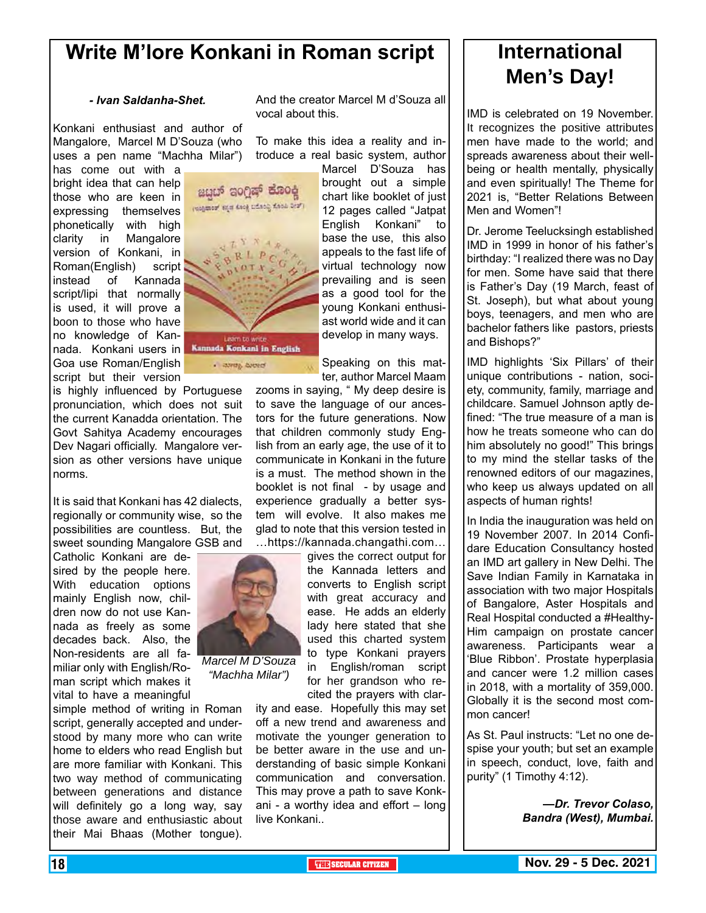# Write M'lore Konkani in Roman script

*- Ivan Saldanha-Shet.*

Konkani enthusiast and author of Mangalore, Marcel M D'Souza (who uses a pen name "Machha Milar") has come out with a bright idea that can help those who are keen in expressing themselves phonetically with high clarity in Mangalore version of Konkani, in Roman(English) script instead of Kannada script/lipi that normally is used, it will prove a boon to those who have no knowledge of Kannada. Konkani users in Goa use Roman/English script but their version is highly influenced by Portuguese pronunciation, which does not suit the current Kanadda orientation. The Govt Sahitya Academy encourages Dev Nagari officially. Mangalore version as other versions have unique norms.

It is said that Konkani has 42 dialects, regionally or community wise, so the possibilities are countless. But, the sweet sounding Mangalore GSB and Catholic Konkani are desired by the people here. With education options mainly English now, children now do not use Kannada as freely as some decades back. Also, the Non-residents are all familiar only with English/Roman script which makes it vital to have a meaningful simple method of writing in Roman script, generally accepted and understood by many who can write home to elders who read English but are more familiar with Konkani. This two way method of communicating between generations and distance will definitely go a long way, say those aware and enthusiastic about their Mai Bhaas (Mother tongue). And the creator Marcel M d'Souza all vocal about this.

To make this idea a reality and introduce a real basic system, author Marcel D'Souza has brought out a simple chart like booklet of just 12 pages called "Jatpat English Konkani" to base the use, this also appeals to the fast life of virtual technology now prevailing and is seen as a good tool for the young Konkani enthusiast world wide and it can develop in many ways.

Speaking on this matter, author Marcel Maam zooms in saying, " My deep desire is to save the language of our ancestors for the future generations. Now that children commonly study English from an early age, the use of it to communicate in Konkani in the future is a must. The method shown in the booklet is not final - by usage and experience gradually a better system will evolve. It also makes me glad to note that this version tested in …https://kannada.changathi.com… gives the correct output for the Kannada letters and converts to English script with great accuracy and ease. He adds an elderly lady here stated that she used this charted system to type Konkani prayers in English/roman script for her grandson who recited the prayers with clarity and ease. Hopefully this may set off a new trend and awareness and motivate the younger generation to be better aware in the use and understanding of basic simple Konkani communication and conversation. This may prove a path to save Konkani - a worthy idea and effort – long live Konkani..

*Marcel M D'Souza "Machha Milar")*

# International Men's Day!

IMD is celebrated on 19 November. It recognizes the positive attributes men have made to the world; and spreads awareness about their well-being or health mentally, physically and even spiritually! The Theme for 2021 is, "Better Relations Between Men and Women"!

Dr. Jerome Teelucksingh established IMD in 1999 in honor of his father's birthday: "I realized there was no Day for men. Some have said that there is Father's Day (19 March, feast of St. Joseph), but what about young boys, teenagers, and men who are bachelor fathers like pastors, priests and Bishops?"

IMD highlights 'Six Pillars' of their unique contributions - nation, society, community, family, marriage and childcare. Samuel Johnson aptly defined: "The true measure of a man is how he treats someone who can do him absolutely no good!" This brings to my mind the stellar tasks of the renowned editors of our magazines, who keep us always updated on all aspects of human rights!

In India the inauguration was held on 19 November 2007. In 2014 Confidare Education Consultancy hosted an IMD art gallery in New Delhi. The Save Indian Family in Karnataka in association with two major Hospitals of Bangalore, Aster Hospitals and Real Hospital conducted a #Healthy-Him campaign on prostate cancer awareness. Participants wear a 'Blue Ribbon'. Prostate hyperplasia and cancer were 1.2 million cases in 2018, with a mortality of 359,000. Globally it is the second most common cancer!

As St. Paul instructs: "Let no one despise your youth; but set an example in speech, conduct, love, faith and purity" (1 Timothy 4:12).

***—Dr. Trevor Colaso, Bandra (West), Mumbai.***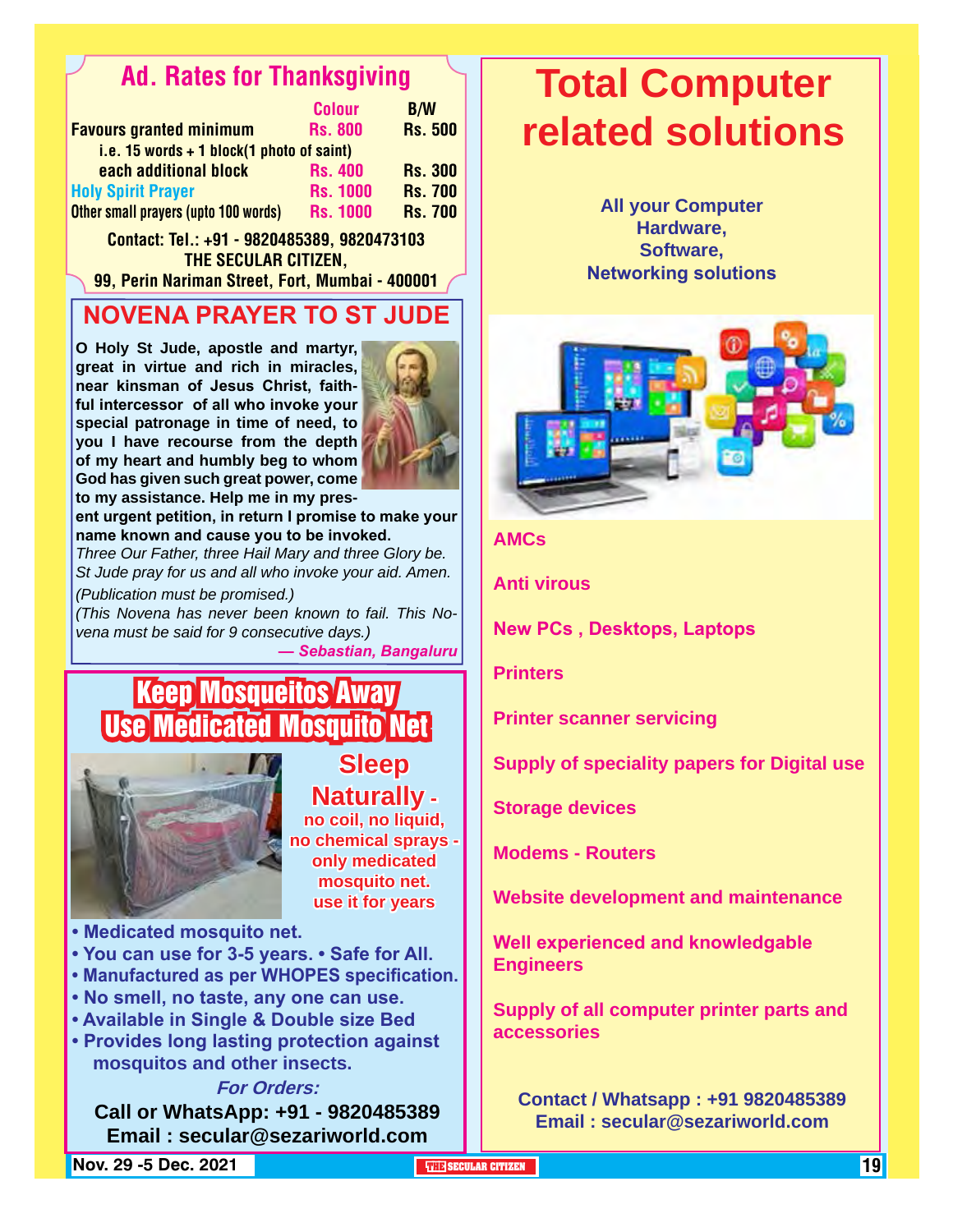## Ad. Rates for Thanksgiving

| | Colour | B/W |
|---|---|---|
| Favours granted minimum | Rs. 800 | Rs. 500 |
| i.e. 15 words + 1 block(1 photo of saint) | | |
| each additional block | Rs. 400 | Rs. 300 |
| Holy Spirit Prayer | Rs. 1000 | Rs. 700 |
| Other small prayers (upto 100 words) | Rs. 1000 | Rs. 700 |

**Contact: Tel.: +91 - 9820485389, 9820473103**
**THE SECULAR CITIZEN,**
**99, Perin Nariman Street, Fort, Mumbai - 400001**

## NOVENA PRAYER TO ST JUDE

**O Holy St Jude, apostle and martyr, great in virtue and rich in miracles, near kinsman of Jesus Christ, faithful intercessor of all who invoke your special patronage in time of need, to you I have recourse from the depth of my heart and humbly beg to whom God has given such great power, come to my assistance. Help me in my present urgent petition, in return I promise to make your name known and cause you to be invoked.**

*Three Our Father, three Hail Mary and three Glory be. St Jude pray for us and all who invoke your aid. Amen.*

*(Publication must be promised.)*

*(This Novena has never been known to fail. This Novena must be said for 9 consecutive days.)*

***— Sebastian, Bangaluru***

## Keep Mosqueitos Away Use Medicated Mosquito Net

**Sleep Naturally -**
**no coil, no liquid, no chemical sprays - only medicated mosquito net. use it for years**

- **Medicated mosquito net.**
- **You can use for 3-5 years.** • **Safe for All.**
- **Manufactured as per WHOPES specification.**
- **No smell, no taste, any one can use.**
- **Available in Single & Double size Bed**
- **Provides long lasting protection against mosquitos and other insects.**

***For Orders:***

**Call or WhatsApp: +91 - 9820485389**
**Email : secular@sezariworld.com**

# Total Computer related solutions

**All your Computer Hardware, Software, Networking solutions**

**AMCs**

**Anti virous**

**New PCs , Desktops, Laptops**

**Printers**

**Printer scanner servicing**

**Supply of speciality papers for Digital use**

**Storage devices**

**Modems - Routers**

**Website development and maintenance**

**Well experienced and knowledgable Engineers**

**Supply of all computer printer parts and accessories**

**Contact / Whatsapp : +91 9820485389**
**Email : secular@sezariworld.com**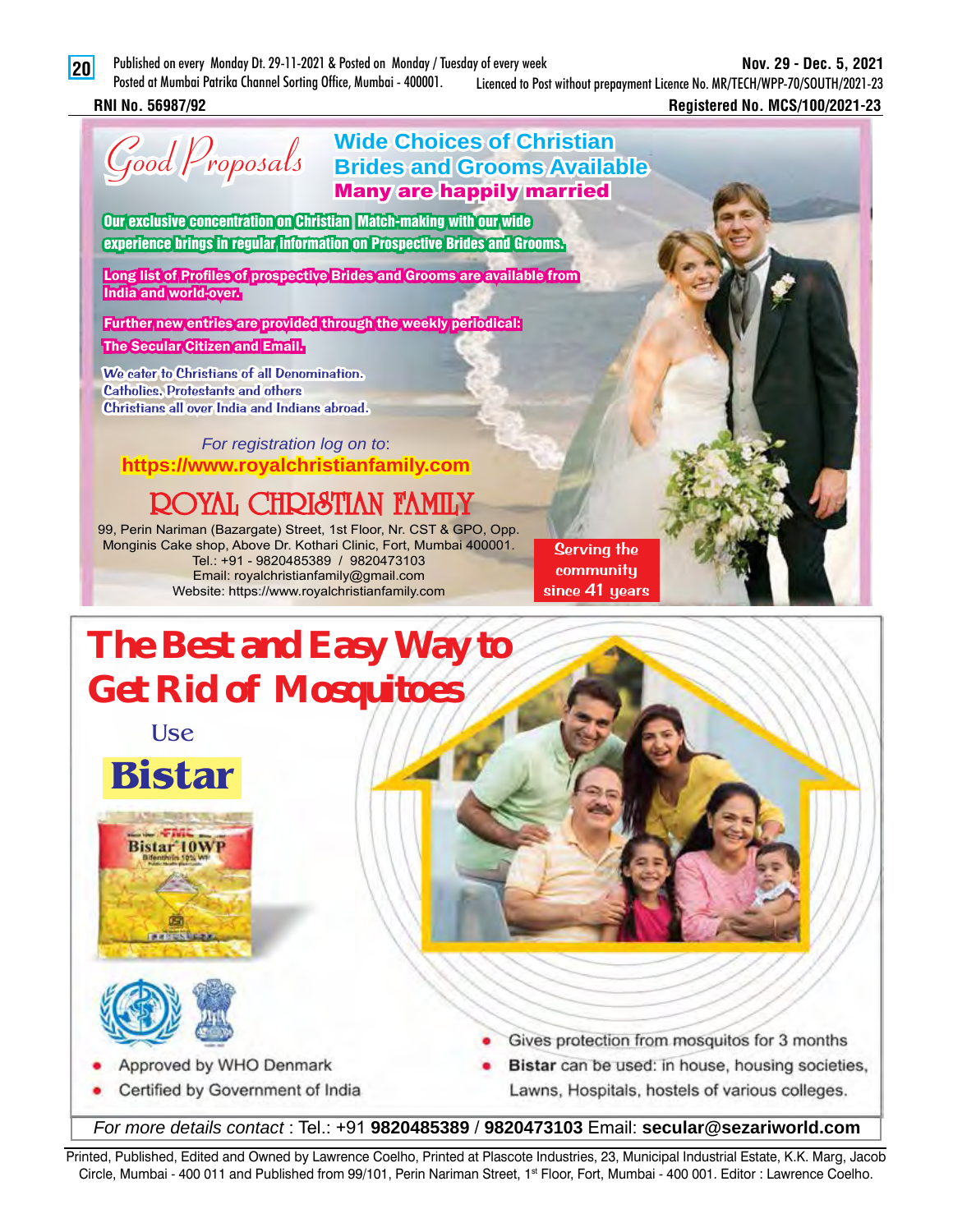# Good Proposals

## Wide Choices of Christian Brides and Grooms Available

**Many are happily married**

Our exclusive concentration on Christian Match-making with our wide experience brings in regular information on Prospective Brides and Grooms.

Long list of Profiles of prospective Brides and Grooms are available from India and world-over.

Further new entries are provided through the weekly periodical: The Secular Citizen and Email.

We cater to Christians of all Denomination. Catholics, Protestants and others Christians all over India and Indians abroad.

*For registration log on to*:
**https://www.royalchristianfamily.com**

## ROYAL CHRISTIAN FAMILY

99, Perin Nariman (Bazargate) Street, 1st Floor, Nr. CST & GPO, Opp. Monginis Cake shop, Above Dr. Kothari Clinic, Fort, Mumbai 400001.
Tel.: +91 - 9820485389 / 9820473103
Email: royalchristianfamily@gmail.com
Website: https://www.royalchristianfamily.com

Serving the community since 41 years

# The Best and Easy Way to Get Rid of Mosquitoes

Use

## Bistar

- Approved by WHO Denmark
- Certified by Government of India
- Gives protection from mosquitos for 3 months
- **Bistar** can be used: in house, housing societies, Lawns, Hospitals, hostels of various colleges.

*For more details contact* : Tel.: +91 **9820485389** / **9820473103** Email: **secular@sezariworld.com**

Printed, Published, Edited and Owned by Lawrence Coelho, Printed at Plascote Industries, 23, Municipal Industrial Estate, K.K. Marg, Jacob Circle, Mumbai - 400 011 and Published from 99/101, Perin Nariman Street, 1st Floor, Fort, Mumbai - 400 001. Editor : Lawrence Coelho.